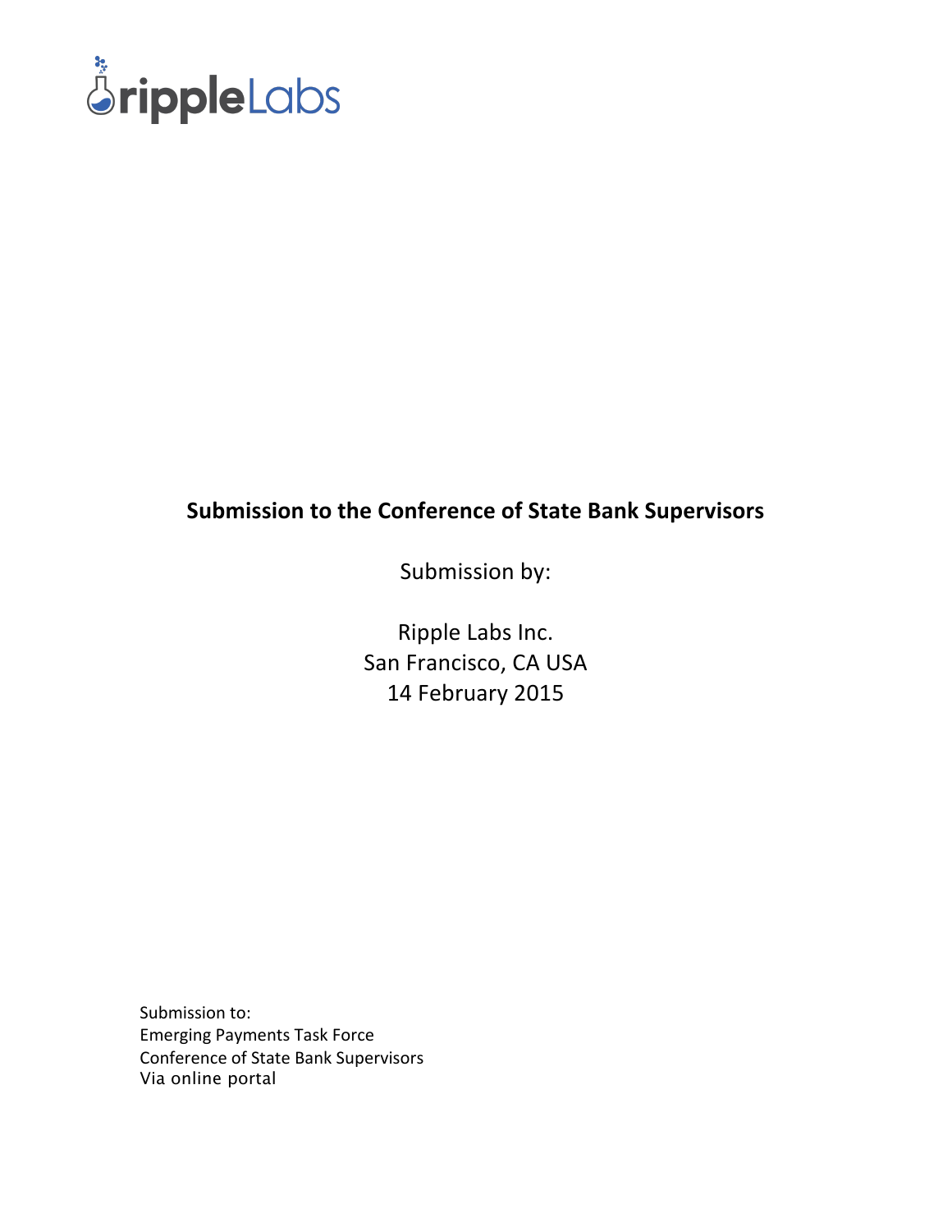rippleLabs

**Submission to the Conference of State Bank Supervisors**

Submission by:

Ripple Labs Inc.
San Francisco, CA USA
14 February 2015

Submission to:
Emerging Payments Task Force
Conference of State Bank Supervisors
Via online portal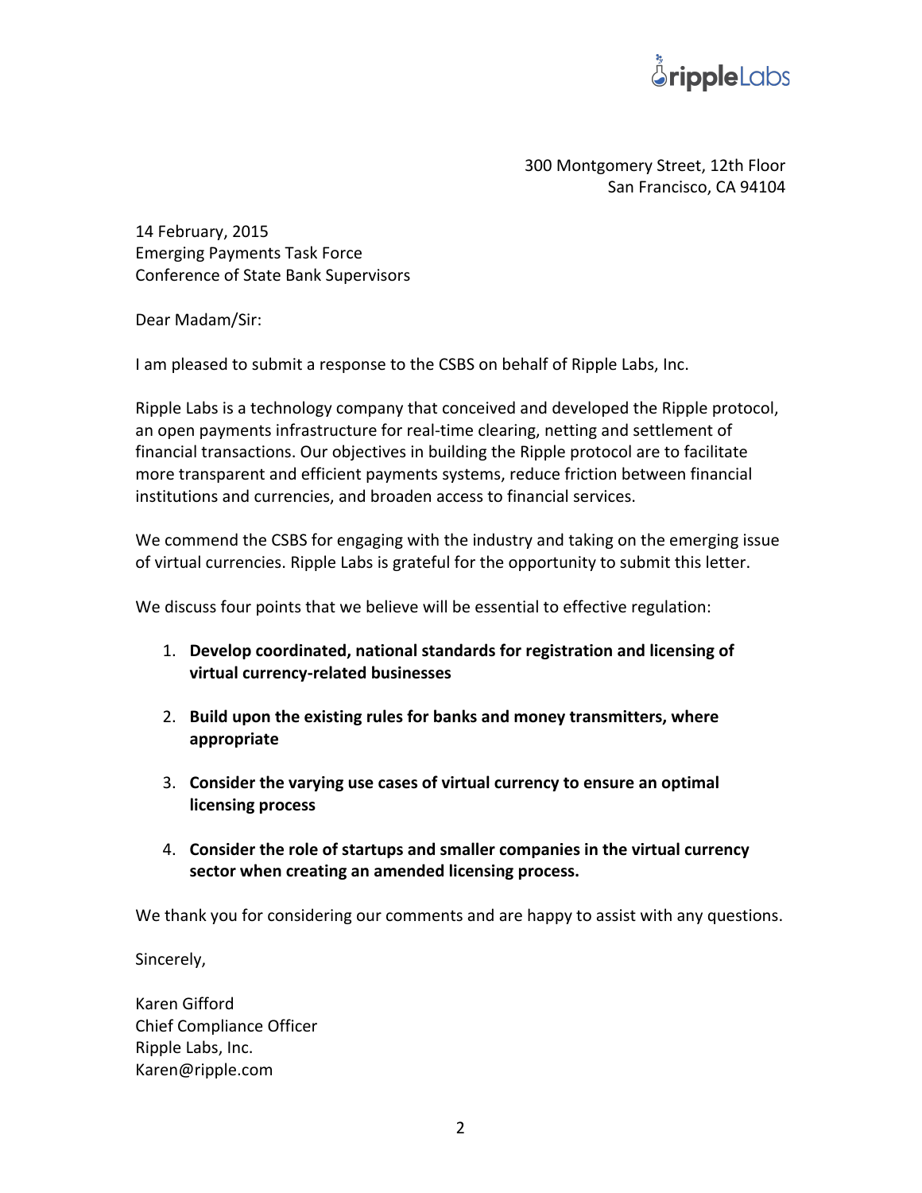300 Montgomery Street, 12th Floor
San Francisco, CA 94104

14 February, 2015
Emerging Payments Task Force
Conference of State Bank Supervisors

Dear Madam/Sir:

I am pleased to submit a response to the CSBS on behalf of Ripple Labs, Inc.

Ripple Labs is a technology company that conceived and developed the Ripple protocol, an open payments infrastructure for real-time clearing, netting and settlement of financial transactions. Our objectives in building the Ripple protocol are to facilitate more transparent and efficient payments systems, reduce friction between financial institutions and currencies, and broaden access to financial services.

We commend the CSBS for engaging with the industry and taking on the emerging issue of virtual currencies. Ripple Labs is grateful for the opportunity to submit this letter.

We discuss four points that we believe will be essential to effective regulation:

1. **Develop coordinated, national standards for registration and licensing of virtual currency-related businesses**

2. **Build upon the existing rules for banks and money transmitters, where appropriate**

3. **Consider the varying use cases of virtual currency to ensure an optimal licensing process**

4. **Consider the role of startups and smaller companies in the virtual currency sector when creating an amended licensing process.**

We thank you for considering our comments and are happy to assist with any questions.

Sincerely,

Karen Gifford
Chief Compliance Officer
Ripple Labs, Inc.
Karen@ripple.com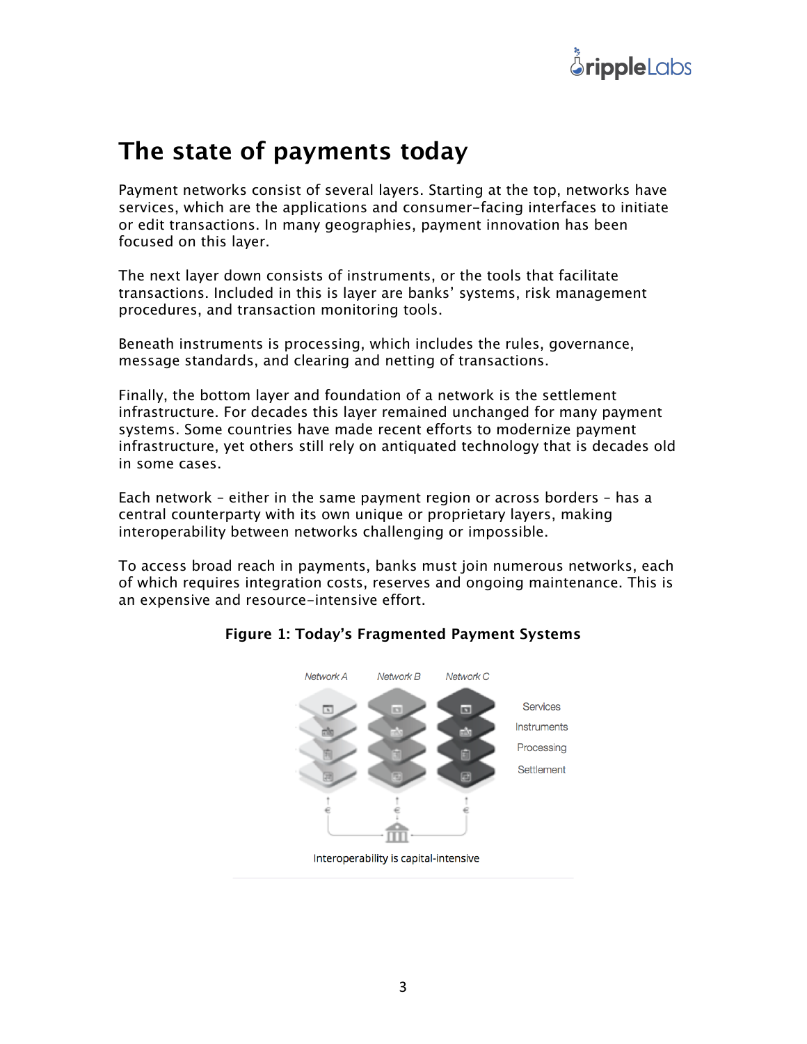# The state of payments today

Payment networks consist of several layers. Starting at the top, networks have services, which are the applications and consumer-facing interfaces to initiate or edit transactions. In many geographies, payment innovation has been focused on this layer.

The next layer down consists of instruments, or the tools that facilitate transactions. Included in this is layer are banks' systems, risk management procedures, and transaction monitoring tools.

Beneath instruments is processing, which includes the rules, governance, message standards, and clearing and netting of transactions.

Finally, the bottom layer and foundation of a network is the settlement infrastructure. For decades this layer remained unchanged for many payment systems. Some countries have made recent efforts to modernize payment infrastructure, yet others still rely on antiquated technology that is decades old in some cases.

Each network – either in the same payment region or across borders – has a central counterparty with its own unique or proprietary layers, making interoperability between networks challenging or impossible.

To access broad reach in payments, banks must join numerous networks, each of which requires integration costs, reserves and ongoing maintenance. This is an expensive and resource-intensive effort.

**Figure 1: Today's Fragmented Payment Systems**

Network A Network B Network C

Services
Instruments
Processing
Settlement

Interoperability is capital-intensive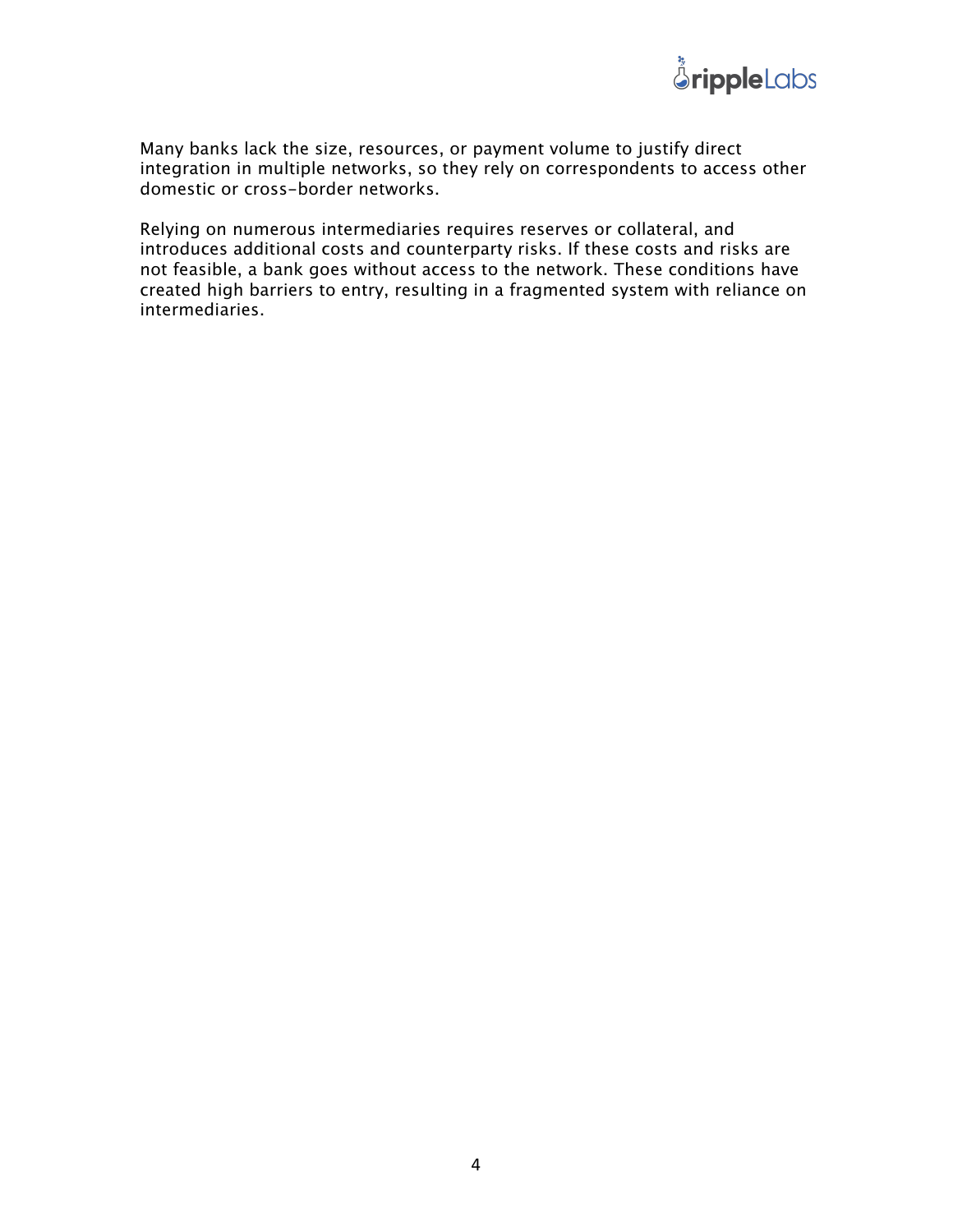Many banks lack the size, resources, or payment volume to justify direct integration in multiple networks, so they rely on correspondents to access other domestic or cross-border networks.

Relying on numerous intermediaries requires reserves or collateral, and introduces additional costs and counterparty risks. If these costs and risks are not feasible, a bank goes without access to the network. These conditions have created high barriers to entry, resulting in a fragmented system with reliance on intermediaries.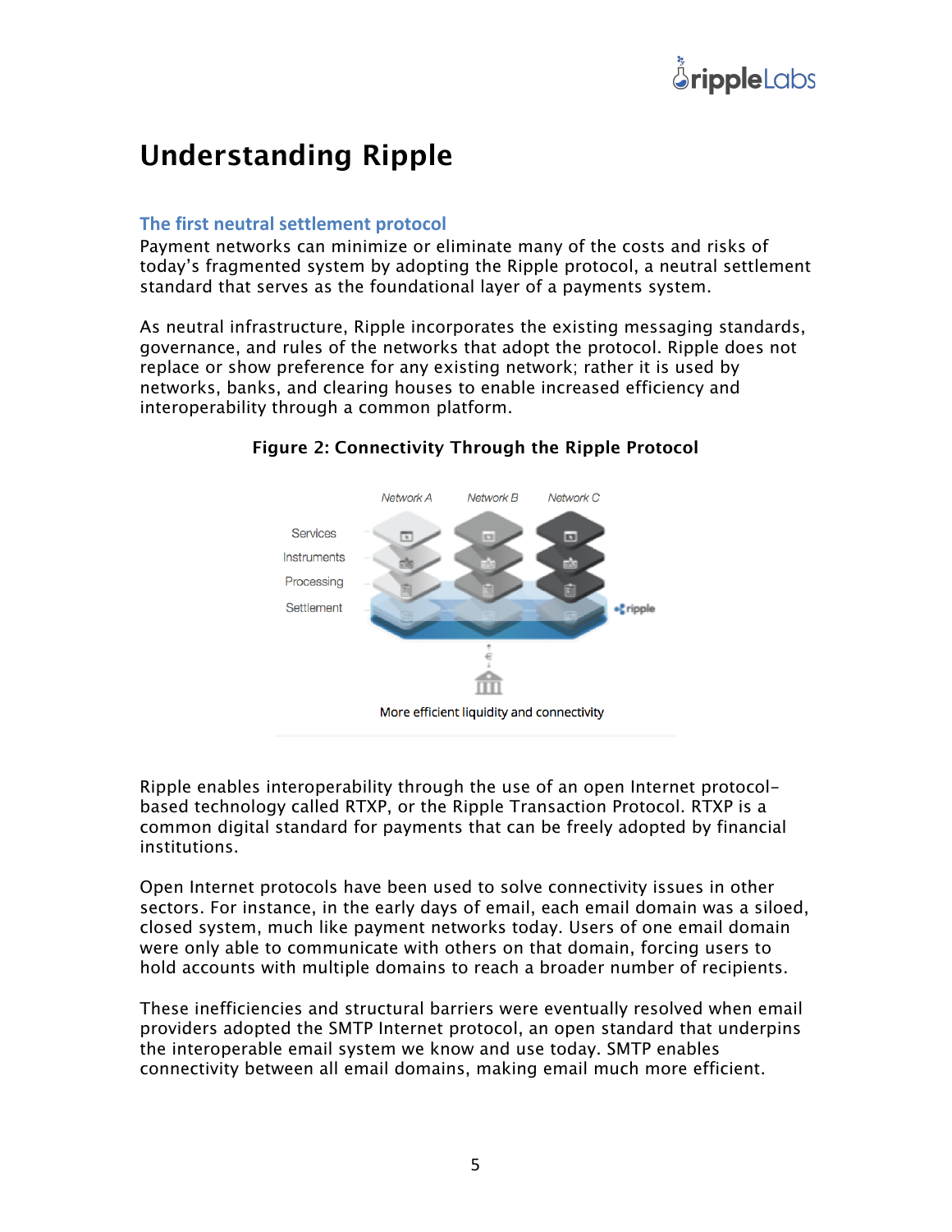# Understanding Ripple

## The first neutral settlement protocol

Payment networks can minimize or eliminate many of the costs and risks of today's fragmented system by adopting the Ripple protocol, a neutral settlement standard that serves as the foundational layer of a payments system.

As neutral infrastructure, Ripple incorporates the existing messaging standards, governance, and rules of the networks that adopt the protocol. Ripple does not replace or show preference for any existing network; rather it is used by networks, banks, and clearing houses to enable increased efficiency and interoperability through a common platform.

**Figure 2: Connectivity Through the Ripple Protocol**

Network A Network B Network C

Services
Instruments
Processing
Settlement

ripple

More efficient liquidity and connectivity

Ripple enables interoperability through the use of an open Internet protocol-based technology called RTXP, or the Ripple Transaction Protocol. RTXP is a common digital standard for payments that can be freely adopted by financial institutions.

Open Internet protocols have been used to solve connectivity issues in other sectors. For instance, in the early days of email, each email domain was a siloed, closed system, much like payment networks today. Users of one email domain were only able to communicate with others on that domain, forcing users to hold accounts with multiple domains to reach a broader number of recipients.

These inefficiencies and structural barriers were eventually resolved when email providers adopted the SMTP Internet protocol, an open standard that underpins the interoperable email system we know and use today. SMTP enables connectivity between all email domains, making email much more efficient.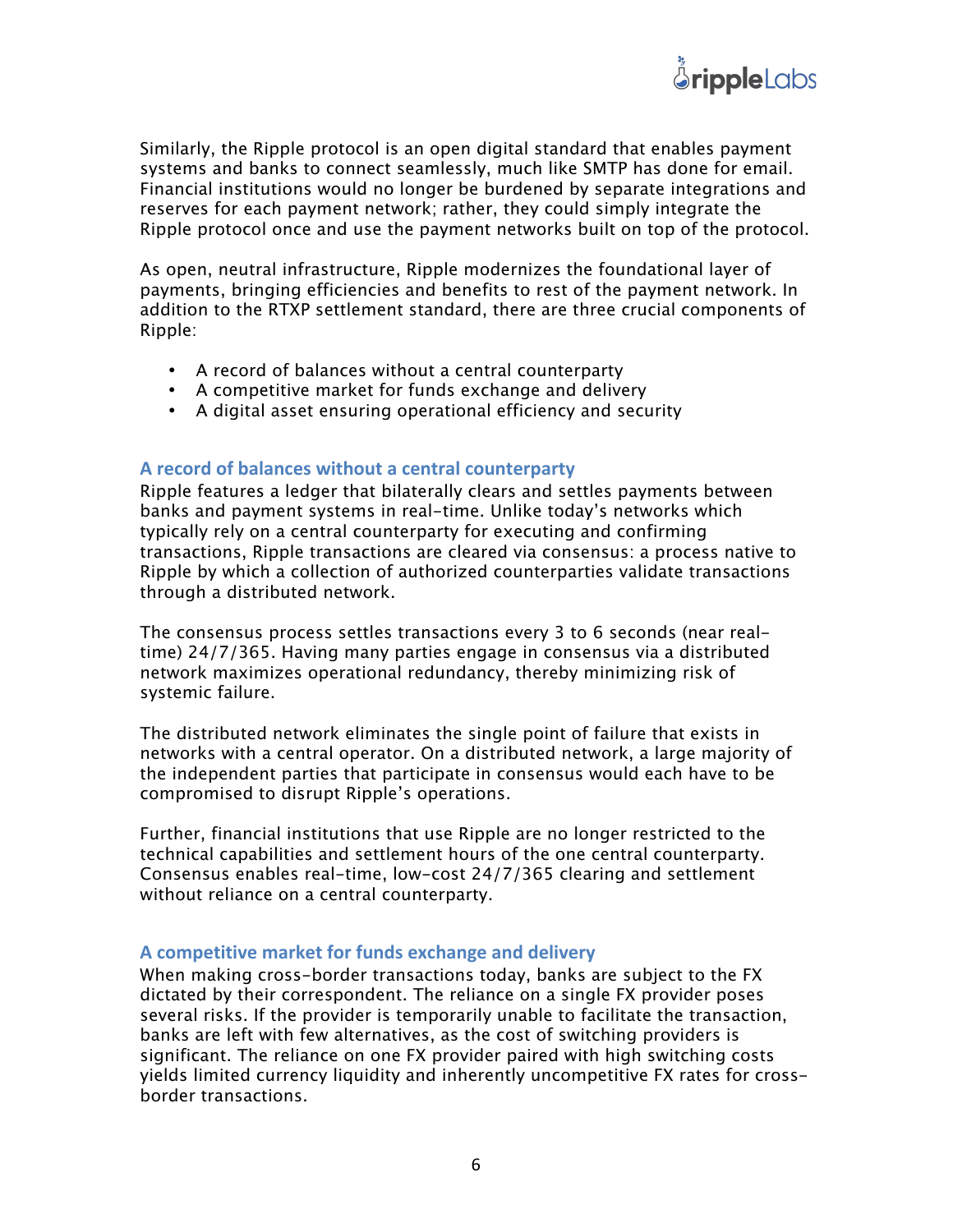Similarly, the Ripple protocol is an open digital standard that enables payment systems and banks to connect seamlessly, much like SMTP has done for email. Financial institutions would no longer be burdened by separate integrations and reserves for each payment network; rather, they could simply integrate the Ripple protocol once and use the payment networks built on top of the protocol.

As open, neutral infrastructure, Ripple modernizes the foundational layer of payments, bringing efficiencies and benefits to rest of the payment network. In addition to the RTXP settlement standard, there are three crucial components of Ripple:

- A record of balances without a central counterparty
- A competitive market for funds exchange and delivery
- A digital asset ensuring operational efficiency and security

### A record of balances without a central counterparty

Ripple features a ledger that bilaterally clears and settles payments between banks and payment systems in real-time. Unlike today's networks which typically rely on a central counterparty for executing and confirming transactions, Ripple transactions are cleared via consensus: a process native to Ripple by which a collection of authorized counterparties validate transactions through a distributed network.

The consensus process settles transactions every 3 to 6 seconds (near real-time) 24/7/365. Having many parties engage in consensus via a distributed network maximizes operational redundancy, thereby minimizing risk of systemic failure.

The distributed network eliminates the single point of failure that exists in networks with a central operator. On a distributed network, a large majority of the independent parties that participate in consensus would each have to be compromised to disrupt Ripple's operations.

Further, financial institutions that use Ripple are no longer restricted to the technical capabilities and settlement hours of the one central counterparty. Consensus enables real-time, low-cost 24/7/365 clearing and settlement without reliance on a central counterparty.

### A competitive market for funds exchange and delivery

When making cross-border transactions today, banks are subject to the FX dictated by their correspondent. The reliance on a single FX provider poses several risks. If the provider is temporarily unable to facilitate the transaction, banks are left with few alternatives, as the cost of switching providers is significant. The reliance on one FX provider paired with high switching costs yields limited currency liquidity and inherently uncompetitive FX rates for cross-border transactions.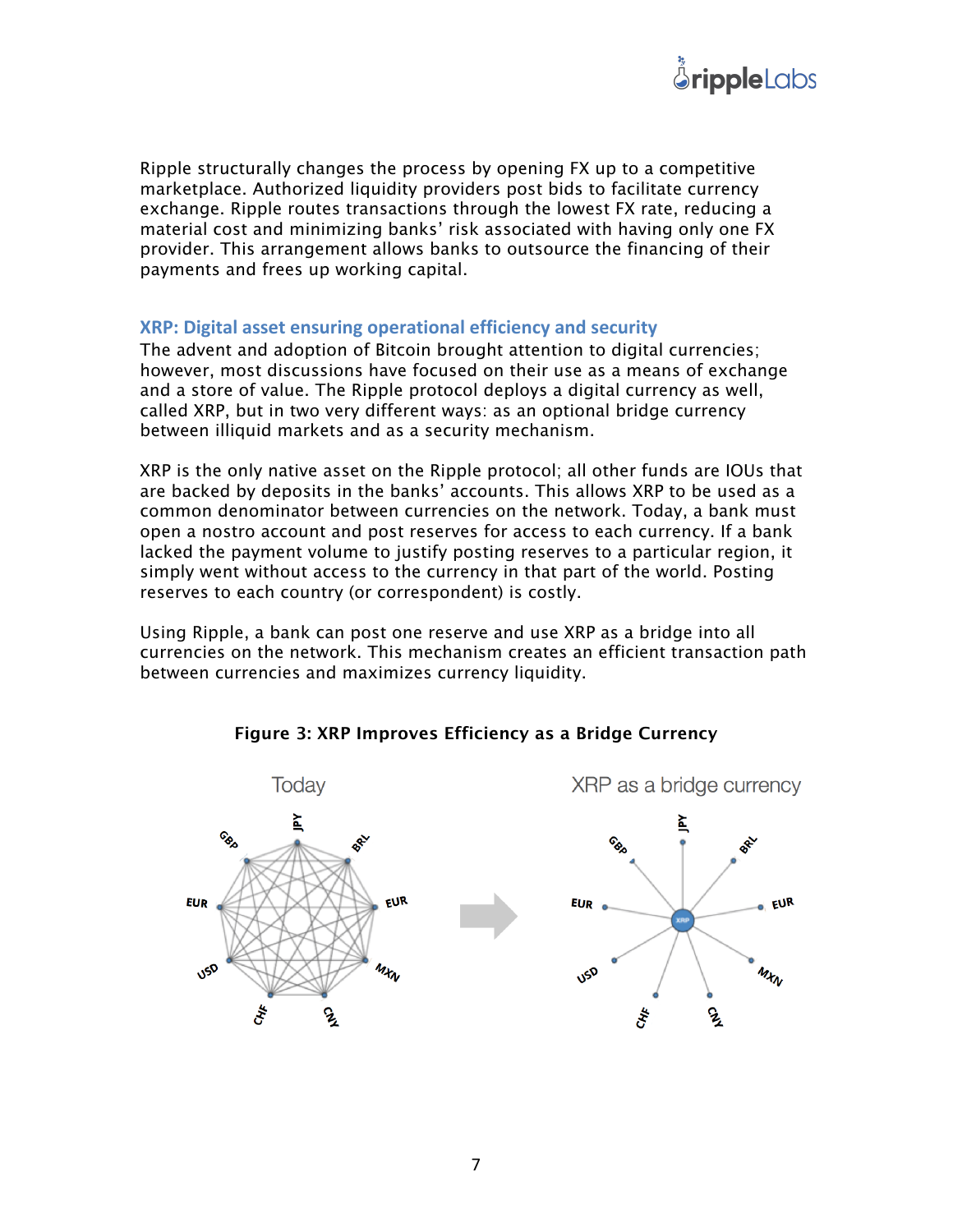Ripple structurally changes the process by opening FX up to a competitive marketplace. Authorized liquidity providers post bids to facilitate currency exchange. Ripple routes transactions through the lowest FX rate, reducing a material cost and minimizing banks' risk associated with having only one FX provider. This arrangement allows banks to outsource the financing of their payments and frees up working capital.

## XRP: Digital asset ensuring operational efficiency and security

The advent and adoption of Bitcoin brought attention to digital currencies; however, most discussions have focused on their use as a means of exchange and a store of value. The Ripple protocol deploys a digital currency as well, called XRP, but in two very different ways: as an optional bridge currency between illiquid markets and as a security mechanism.

XRP is the only native asset on the Ripple protocol; all other funds are IOUs that are backed by deposits in the banks' accounts. This allows XRP to be used as a common denominator between currencies on the network. Today, a bank must open a nostro account and post reserves for access to each currency. If a bank lacked the payment volume to justify posting reserves to a particular region, it simply went without access to the currency in that part of the world. Posting reserves to each country (or correspondent) is costly.

Using Ripple, a bank can post one reserve and use XRP as a bridge into all currencies on the network. This mechanism creates an efficient transaction path between currencies and maximizes currency liquidity.

**Figure 3: XRP Improves Efficiency as a Bridge Currency**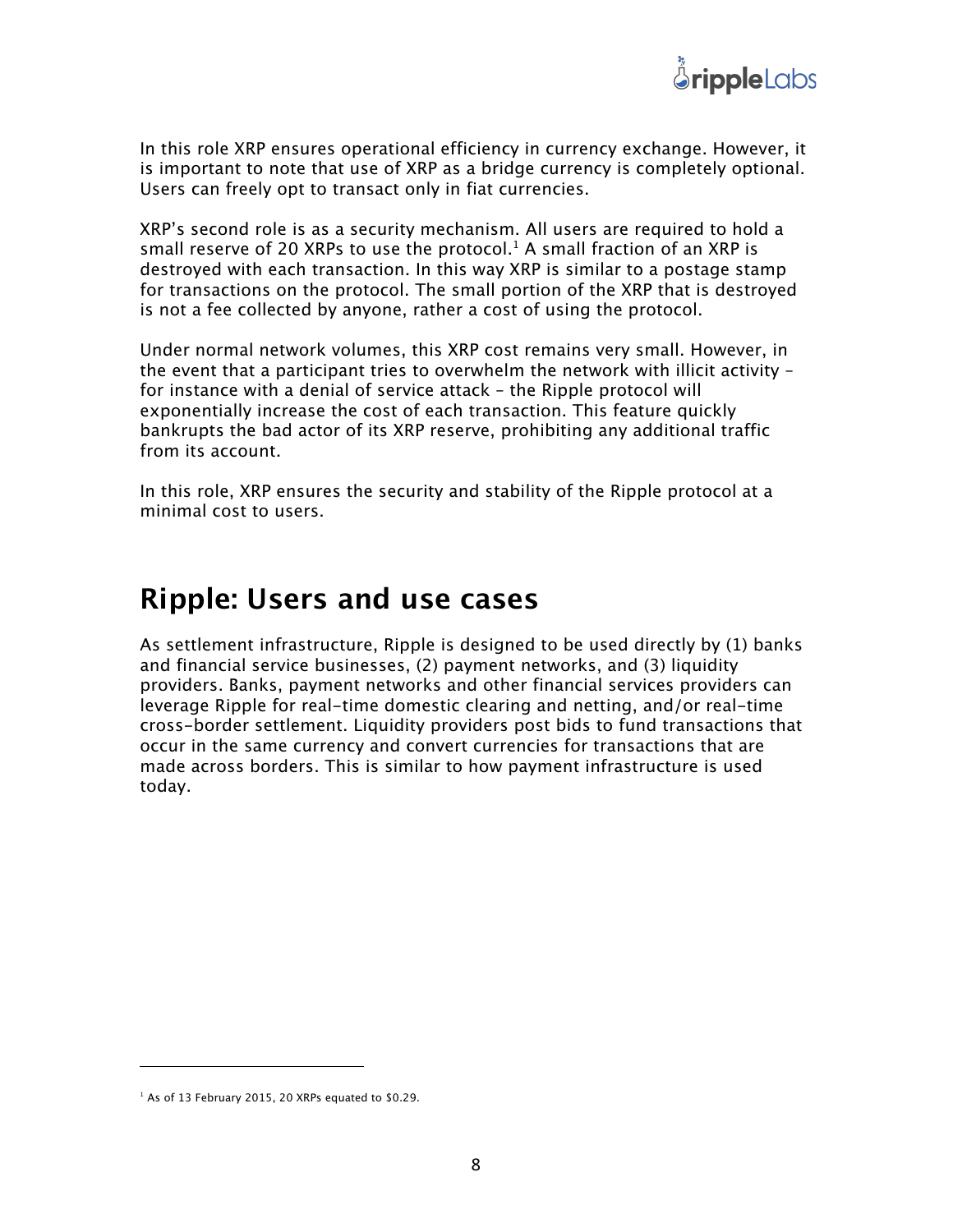In this role XRP ensures operational efficiency in currency exchange. However, it is important to note that use of XRP as a bridge currency is completely optional. Users can freely opt to transact only in fiat currencies.

XRP's second role is as a security mechanism. All users are required to hold a small reserve of 20 XRPs to use the protocol.[1] A small fraction of an XRP is destroyed with each transaction. In this way XRP is similar to a postage stamp for transactions on the protocol. The small portion of the XRP that is destroyed is not a fee collected by anyone, rather a cost of using the protocol.

Under normal network volumes, this XRP cost remains very small. However, in the event that a participant tries to overwhelm the network with illicit activity – for instance with a denial of service attack – the Ripple protocol will exponentially increase the cost of each transaction. This feature quickly bankrupts the bad actor of its XRP reserve, prohibiting any additional traffic from its account.

In this role, XRP ensures the security and stability of the Ripple protocol at a minimal cost to users.

## Ripple: Users and use cases

As settlement infrastructure, Ripple is designed to be used directly by (1) banks and financial service businesses, (2) payment networks, and (3) liquidity providers. Banks, payment networks and other financial services providers can leverage Ripple for real-time domestic clearing and netting, and/or real-time cross-border settlement. Liquidity providers post bids to fund transactions that occur in the same currency and convert currencies for transactions that are made across borders. This is similar to how payment infrastructure is used today.

---

[1] As of 13 February 2015, 20 XRPs equated to $0.29.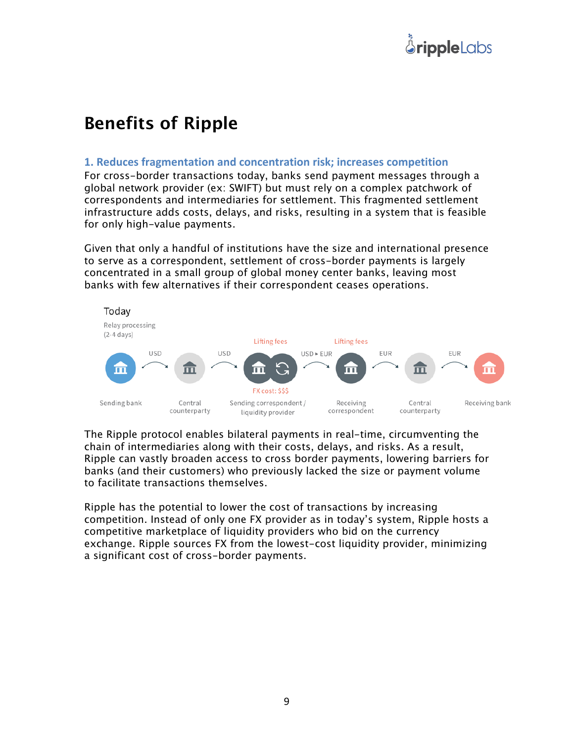# Benefits of Ripple

### 1. Reduces fragmentation and concentration risk; increases competition

For cross-border transactions today, banks send payment messages through a global network provider (ex: SWIFT) but must rely on a complex patchwork of correspondents and intermediaries for settlement. This fragmented settlement infrastructure adds costs, delays, and risks, resulting in a system that is feasible for only high-value payments.

Given that only a handful of institutions have the size and international presence to serve as a correspondent, settlement of cross-border payments is largely concentrated in a small group of global money center banks, leaving most banks with few alternatives if their correspondent ceases operations.

Today

Relay processing
(2-4 days)

Sending bank → USD → Central counterparty → USD → Sending correspondent / liquidity provider (Lifting fees; FX cost: $$$) → USD ▸ EUR → Receiving correspondent (Lifting fees) → EUR → Central counterparty → EUR → Receiving bank

The Ripple protocol enables bilateral payments in real-time, circumventing the chain of intermediaries along with their costs, delays, and risks. As a result, Ripple can vastly broaden access to cross border payments, lowering barriers for banks (and their customers) who previously lacked the size or payment volume to facilitate transactions themselves.

Ripple has the potential to lower the cost of transactions by increasing competition. Instead of only one FX provider as in today's system, Ripple hosts a competitive marketplace of liquidity providers who bid on the currency exchange. Ripple sources FX from the lowest-cost liquidity provider, minimizing a significant cost of cross-border payments.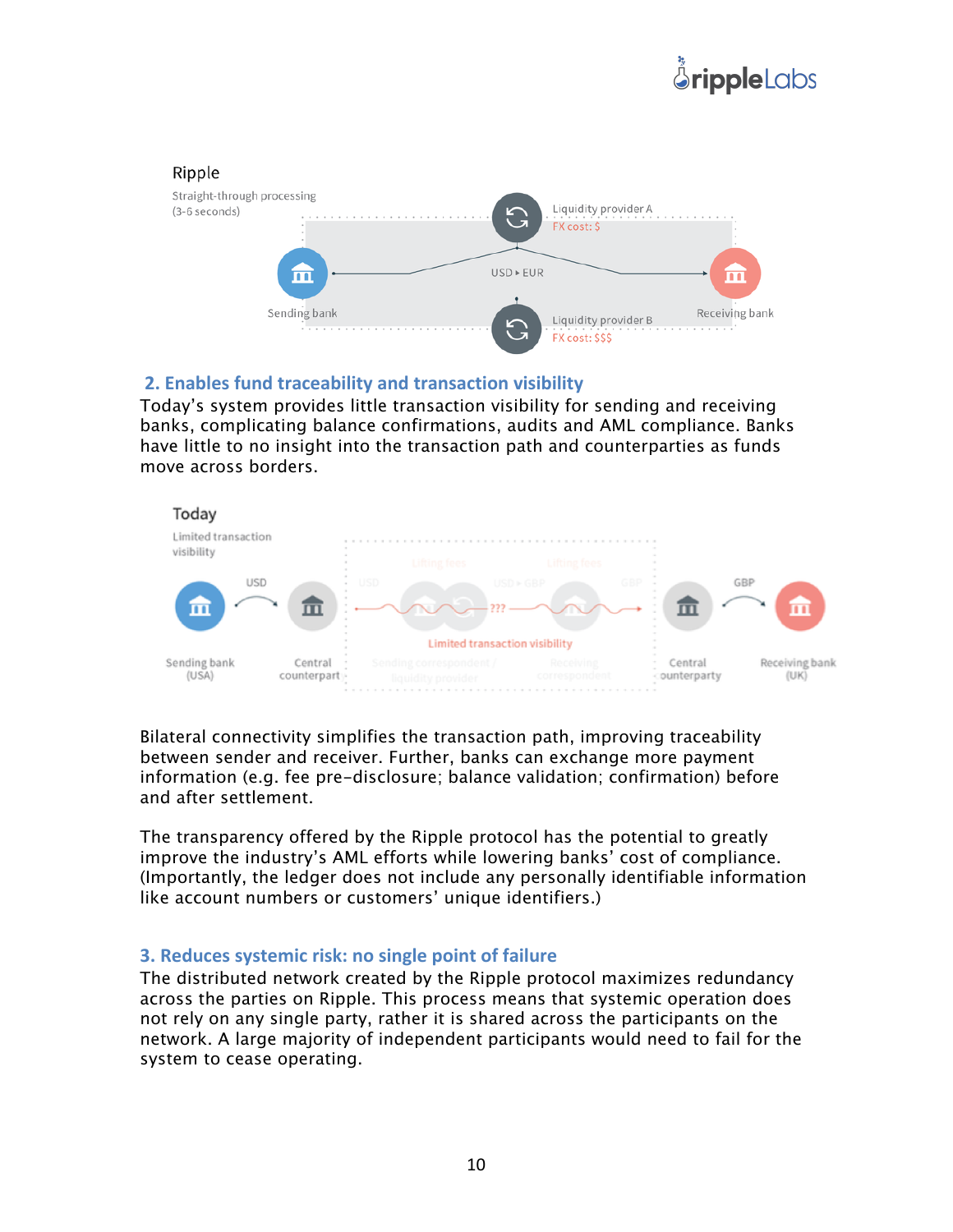## 2. Enables fund traceability and transaction visibility

Today's system provides little transaction visibility for sending and receiving banks, complicating balance confirmations, audits and AML compliance. Banks have little to no insight into the transaction path and counterparties as funds move across borders.

Bilateral connectivity simplifies the transaction path, improving traceability between sender and receiver. Further, banks can exchange more payment information (e.g. fee pre-disclosure; balance validation; confirmation) before and after settlement.

The transparency offered by the Ripple protocol has the potential to greatly improve the industry's AML efforts while lowering banks' cost of compliance. (Importantly, the ledger does not include any personally identifiable information like account numbers or customers' unique identifiers.)

## 3. Reduces systemic risk: no single point of failure

The distributed network created by the Ripple protocol maximizes redundancy across the parties on Ripple. This process means that systemic operation does not rely on any single party, rather it is shared across the participants on the network. A large majority of independent participants would need to fail for the system to cease operating.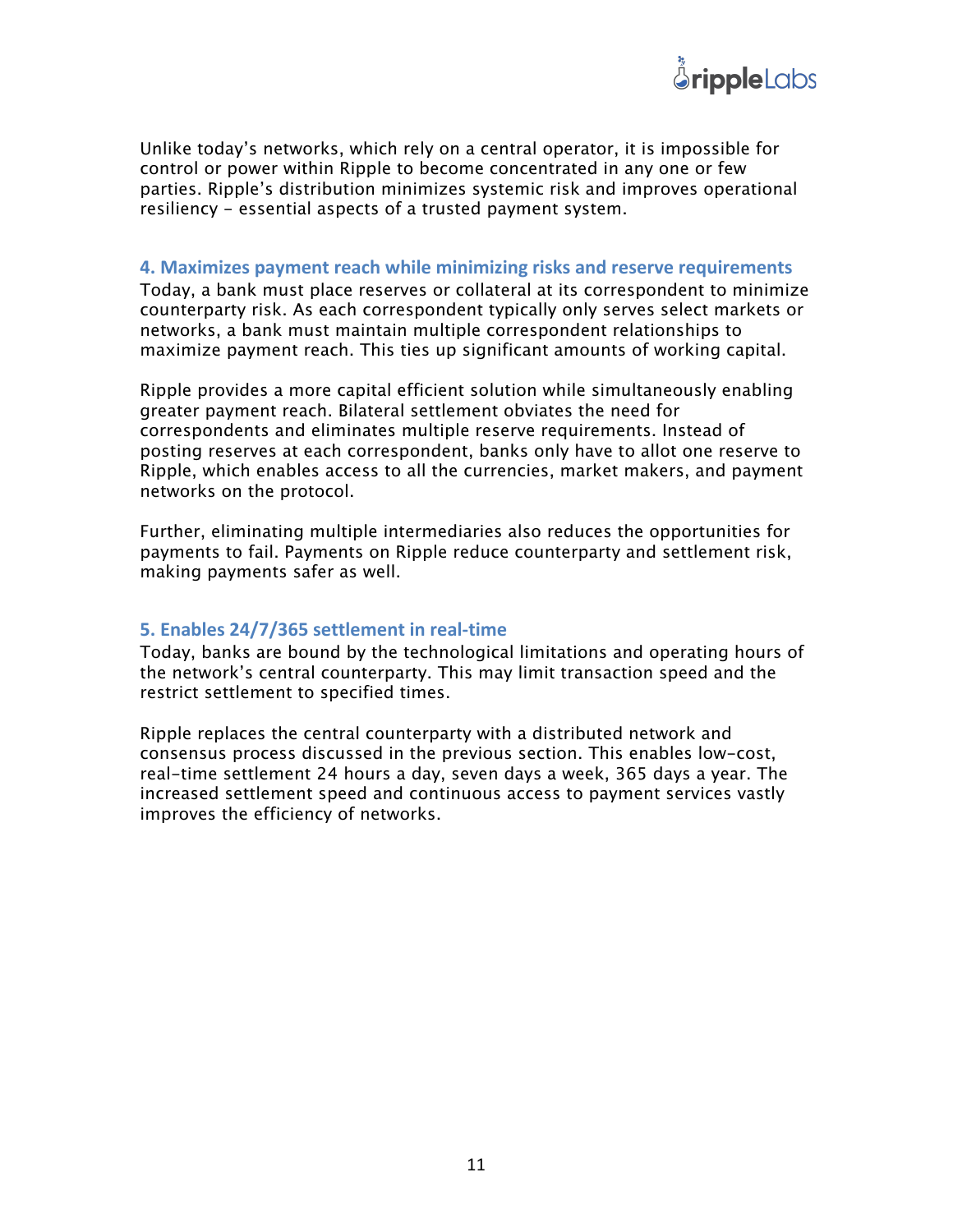Unlike today's networks, which rely on a central operator, it is impossible for control or power within Ripple to become concentrated in any one or few parties. Ripple's distribution minimizes systemic risk and improves operational resiliency – essential aspects of a trusted payment system.

### 4. Maximizes payment reach while minimizing risks and reserve requirements

Today, a bank must place reserves or collateral at its correspondent to minimize counterparty risk. As each correspondent typically only serves select markets or networks, a bank must maintain multiple correspondent relationships to maximize payment reach. This ties up significant amounts of working capital.

Ripple provides a more capital efficient solution while simultaneously enabling greater payment reach. Bilateral settlement obviates the need for correspondents and eliminates multiple reserve requirements. Instead of posting reserves at each correspondent, banks only have to allot one reserve to Ripple, which enables access to all the currencies, market makers, and payment networks on the protocol.

Further, eliminating multiple intermediaries also reduces the opportunities for payments to fail. Payments on Ripple reduce counterparty and settlement risk, making payments safer as well.

### 5. Enables 24/7/365 settlement in real-time

Today, banks are bound by the technological limitations and operating hours of the network's central counterparty. This may limit transaction speed and the restrict settlement to specified times.

Ripple replaces the central counterparty with a distributed network and consensus process discussed in the previous section. This enables low-cost, real-time settlement 24 hours a day, seven days a week, 365 days a year. The increased settlement speed and continuous access to payment services vastly improves the efficiency of networks.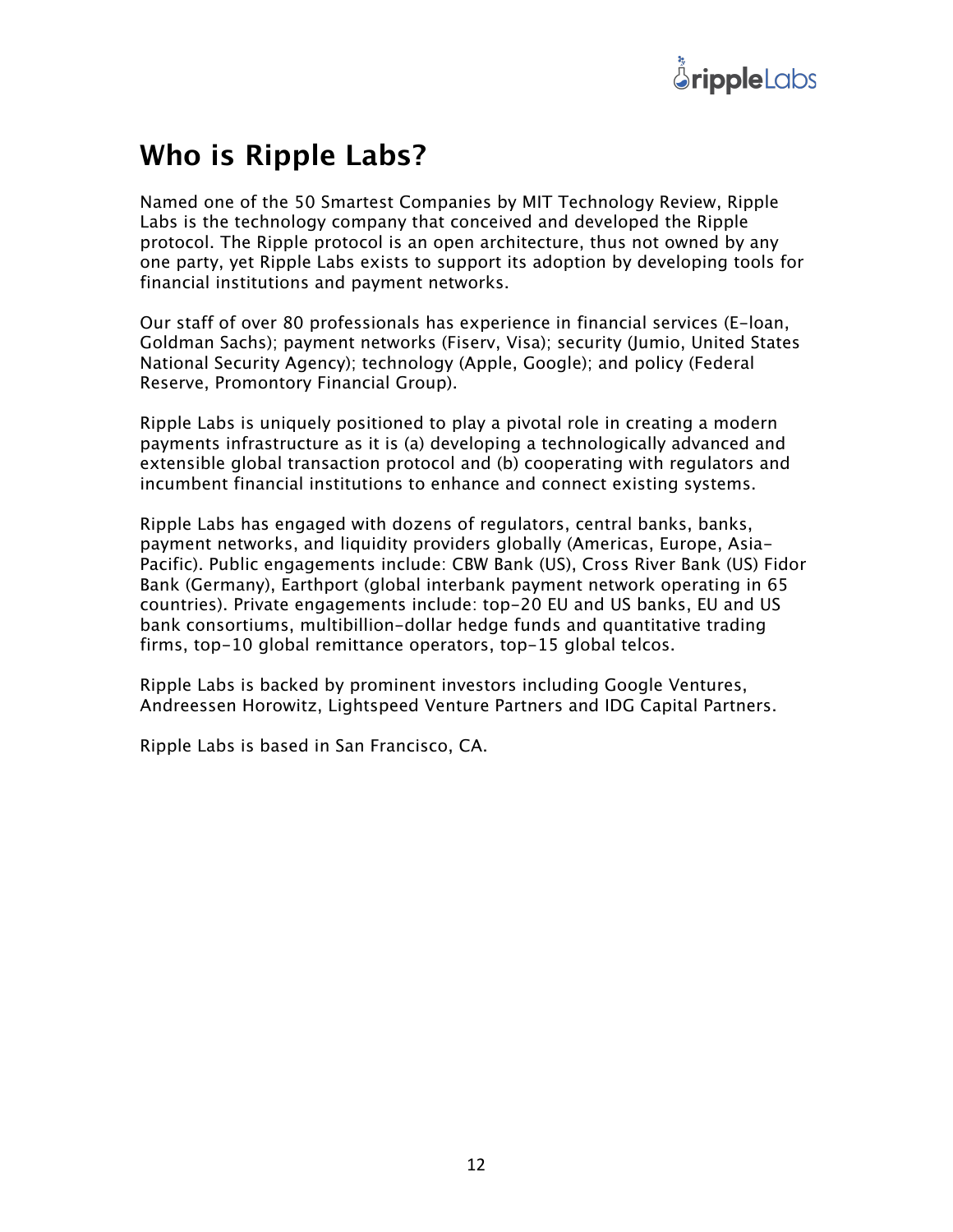# Who is Ripple Labs?

Named one of the 50 Smartest Companies by MIT Technology Review, Ripple Labs is the technology company that conceived and developed the Ripple protocol. The Ripple protocol is an open architecture, thus not owned by any one party, yet Ripple Labs exists to support its adoption by developing tools for financial institutions and payment networks.

Our staff of over 80 professionals has experience in financial services (E-loan, Goldman Sachs); payment networks (Fiserv, Visa); security (Jumio, United States National Security Agency); technology (Apple, Google); and policy (Federal Reserve, Promontory Financial Group).

Ripple Labs is uniquely positioned to play a pivotal role in creating a modern payments infrastructure as it is (a) developing a technologically advanced and extensible global transaction protocol and (b) cooperating with regulators and incumbent financial institutions to enhance and connect existing systems.

Ripple Labs has engaged with dozens of regulators, central banks, banks, payment networks, and liquidity providers globally (Americas, Europe, Asia-Pacific). Public engagements include: CBW Bank (US), Cross River Bank (US) Fidor Bank (Germany), Earthport (global interbank payment network operating in 65 countries). Private engagements include: top-20 EU and US banks, EU and US bank consortiums, multibillion-dollar hedge funds and quantitative trading firms, top-10 global remittance operators, top-15 global telcos.

Ripple Labs is backed by prominent investors including Google Ventures, Andreessen Horowitz, Lightspeed Venture Partners and IDG Capital Partners.

Ripple Labs is based in San Francisco, CA.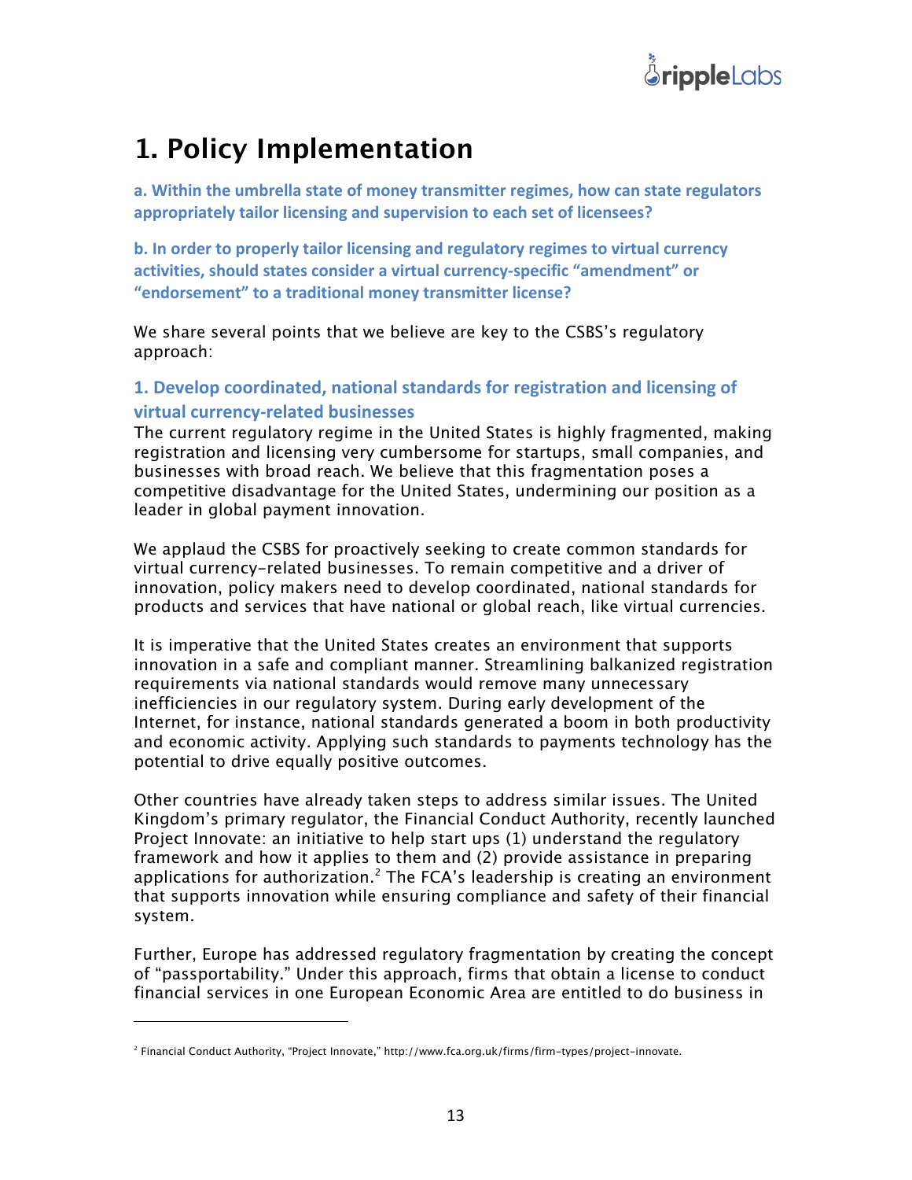# 1. Policy Implementation

**a. Within the umbrella state of money transmitter regimes, how can state regulators appropriately tailor licensing and supervision to each set of licensees?**

**b. In order to properly tailor licensing and regulatory regimes to virtual currency activities, should states consider a virtual currency-specific "amendment" or "endorsement" to a traditional money transmitter license?**

We share several points that we believe are key to the CSBS's regulatory approach:

### 1. Develop coordinated, national standards for registration and licensing of virtual currency-related businesses

The current regulatory regime in the United States is highly fragmented, making registration and licensing very cumbersome for startups, small companies, and businesses with broad reach. We believe that this fragmentation poses a competitive disadvantage for the United States, undermining our position as a leader in global payment innovation.

We applaud the CSBS for proactively seeking to create common standards for virtual currency-related businesses. To remain competitive and a driver of innovation, policy makers need to develop coordinated, national standards for products and services that have national or global reach, like virtual currencies.

It is imperative that the United States creates an environment that supports innovation in a safe and compliant manner. Streamlining balkanized registration requirements via national standards would remove many unnecessary inefficiencies in our regulatory system. During early development of the Internet, for instance, national standards generated a boom in both productivity and economic activity. Applying such standards to payments technology has the potential to drive equally positive outcomes.

Other countries have already taken steps to address similar issues. The United Kingdom's primary regulator, the Financial Conduct Authority, recently launched Project Innovate: an initiative to help start ups (1) understand the regulatory framework and how it applies to them and (2) provide assistance in preparing applications for authorization.[2] The FCA's leadership is creating an environment that supports innovation while ensuring compliance and safety of their financial system.

Further, Europe has addressed regulatory fragmentation by creating the concept of "passportability." Under this approach, firms that obtain a license to conduct financial services in one European Economic Area are entitled to do business in

---

[2] Financial Conduct Authority, "Project Innovate," http://www.fca.org.uk/firms/firm-types/project-innovate.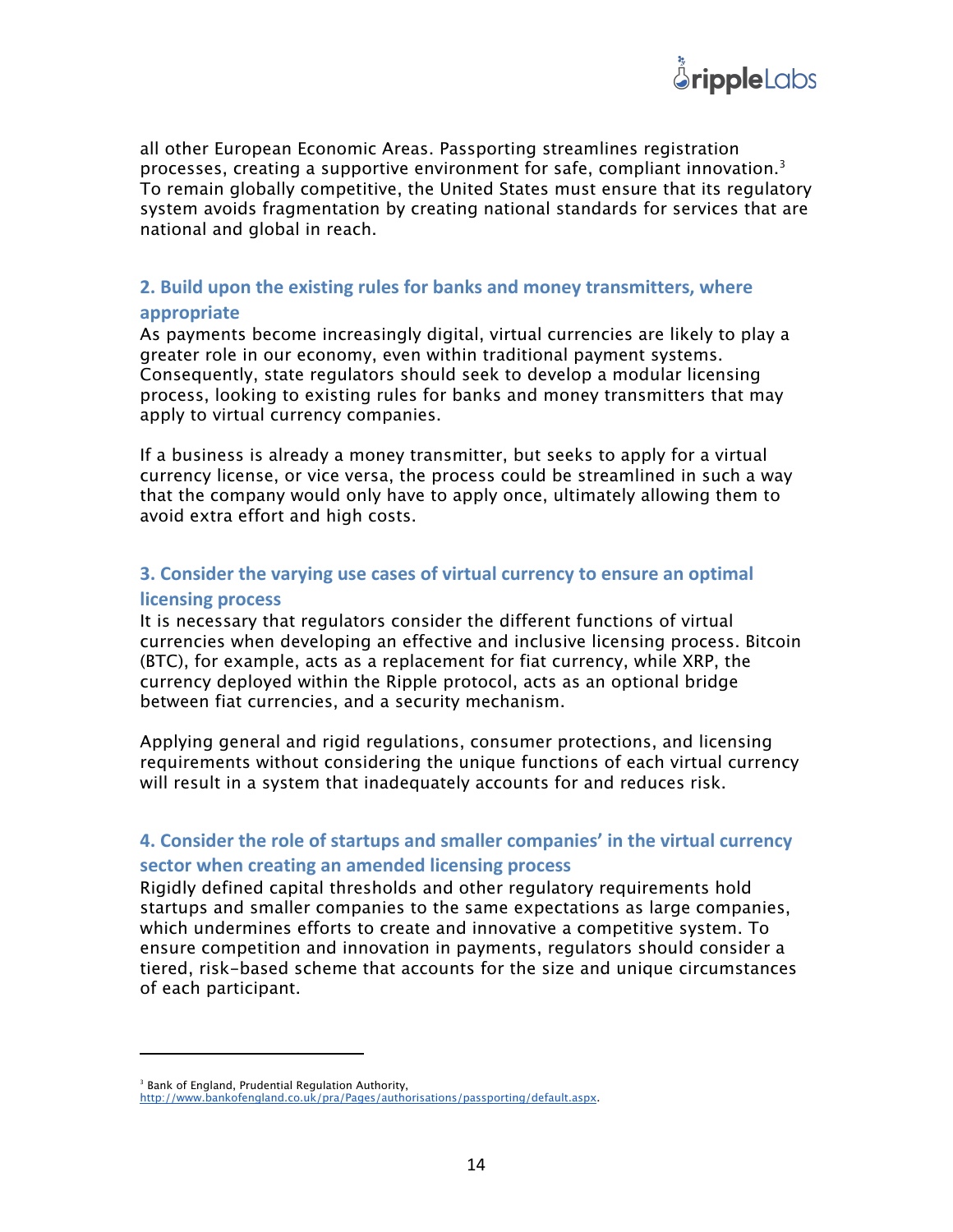all other European Economic Areas. Passporting streamlines registration processes, creating a supportive environment for safe, compliant innovation.[3] To remain globally competitive, the United States must ensure that its regulatory system avoids fragmentation by creating national standards for services that are national and global in reach.

### 2. Build upon the existing rules for banks and money transmitters, where appropriate

As payments become increasingly digital, virtual currencies are likely to play a greater role in our economy, even within traditional payment systems. Consequently, state regulators should seek to develop a modular licensing process, looking to existing rules for banks and money transmitters that may apply to virtual currency companies.

If a business is already a money transmitter, but seeks to apply for a virtual currency license, or vice versa, the process could be streamlined in such a way that the company would only have to apply once, ultimately allowing them to avoid extra effort and high costs.

### 3. Consider the varying use cases of virtual currency to ensure an optimal licensing process

It is necessary that regulators consider the different functions of virtual currencies when developing an effective and inclusive licensing process. Bitcoin (BTC), for example, acts as a replacement for fiat currency, while XRP, the currency deployed within the Ripple protocol, acts as an optional bridge between fiat currencies, and a security mechanism.

Applying general and rigid regulations, consumer protections, and licensing requirements without considering the unique functions of each virtual currency will result in a system that inadequately accounts for and reduces risk.

### 4. Consider the role of startups and smaller companies' in the virtual currency sector when creating an amended licensing process

Rigidly defined capital thresholds and other regulatory requirements hold startups and smaller companies to the same expectations as large companies, which undermines efforts to create and innovative a competitive system. To ensure competition and innovation in payments, regulators should consider a tiered, risk-based scheme that accounts for the size and unique circumstances of each participant.

---

[3] Bank of England, Prudential Regulation Authority, http://www.bankofengland.co.uk/pra/Pages/authorisations/passporting/default.aspx.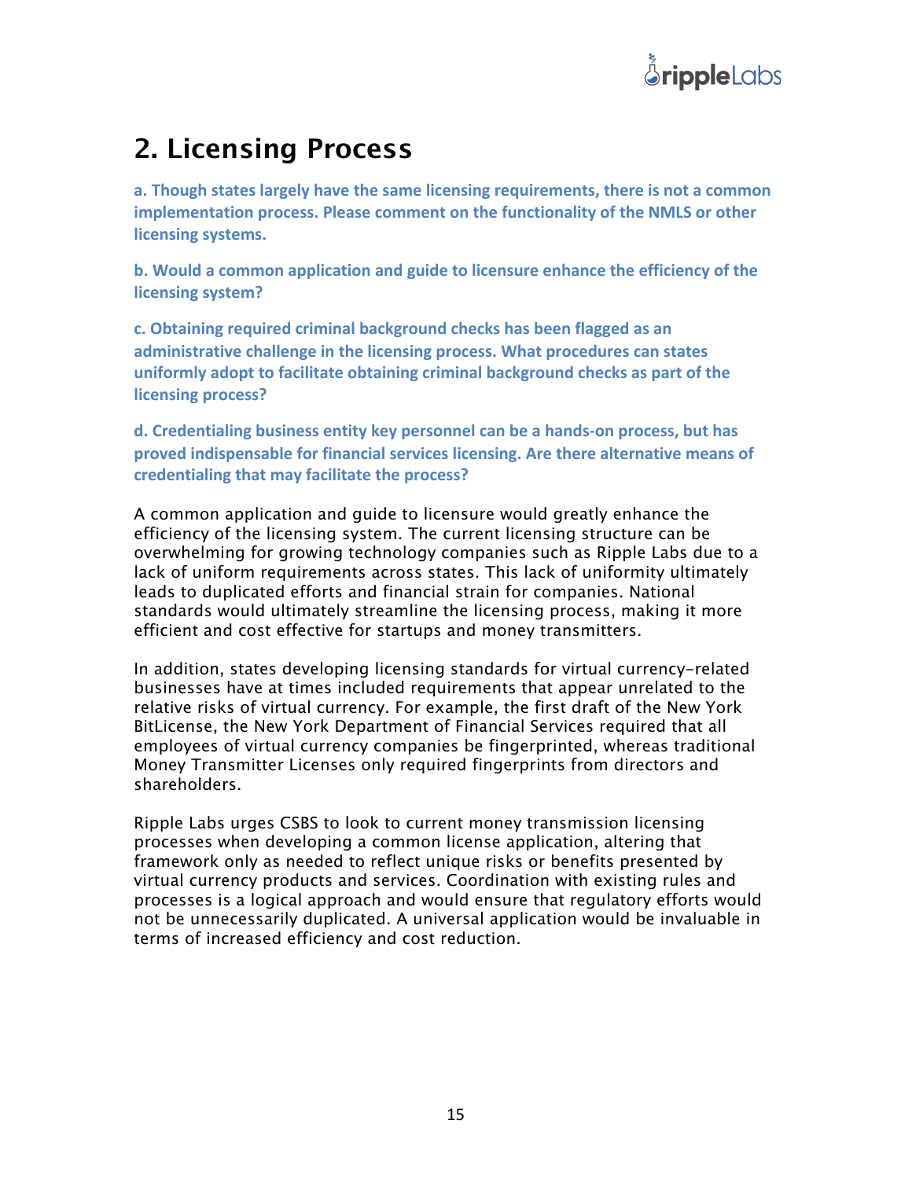## 2. Licensing Process

**a. Though states largely have the same licensing requirements, there is not a common implementation process. Please comment on the functionality of the NMLS or other licensing systems.**

**b. Would a common application and guide to licensure enhance the efficiency of the licensing system?**

**c. Obtaining required criminal background checks has been flagged as an administrative challenge in the licensing process. What procedures can states uniformly adopt to facilitate obtaining criminal background checks as part of the licensing process?**

**d. Credentialing business entity key personnel can be a hands-on process, but has proved indispensable for financial services licensing. Are there alternative means of credentialing that may facilitate the process?**

A common application and guide to licensure would greatly enhance the efficiency of the licensing system. The current licensing structure can be overwhelming for growing technology companies such as Ripple Labs due to a lack of uniform requirements across states. This lack of uniformity ultimately leads to duplicated efforts and financial strain for companies. National standards would ultimately streamline the licensing process, making it more efficient and cost effective for startups and money transmitters.

In addition, states developing licensing standards for virtual currency-related businesses have at times included requirements that appear unrelated to the relative risks of virtual currency. For example, the first draft of the New York BitLicense, the New York Department of Financial Services required that all employees of virtual currency companies be fingerprinted, whereas traditional Money Transmitter Licenses only required fingerprints from directors and shareholders.

Ripple Labs urges CSBS to look to current money transmission licensing processes when developing a common license application, altering that framework only as needed to reflect unique risks or benefits presented by virtual currency products and services. Coordination with existing rules and processes is a logical approach and would ensure that regulatory efforts would not be unnecessarily duplicated. A universal application would be invaluable in terms of increased efficiency and cost reduction.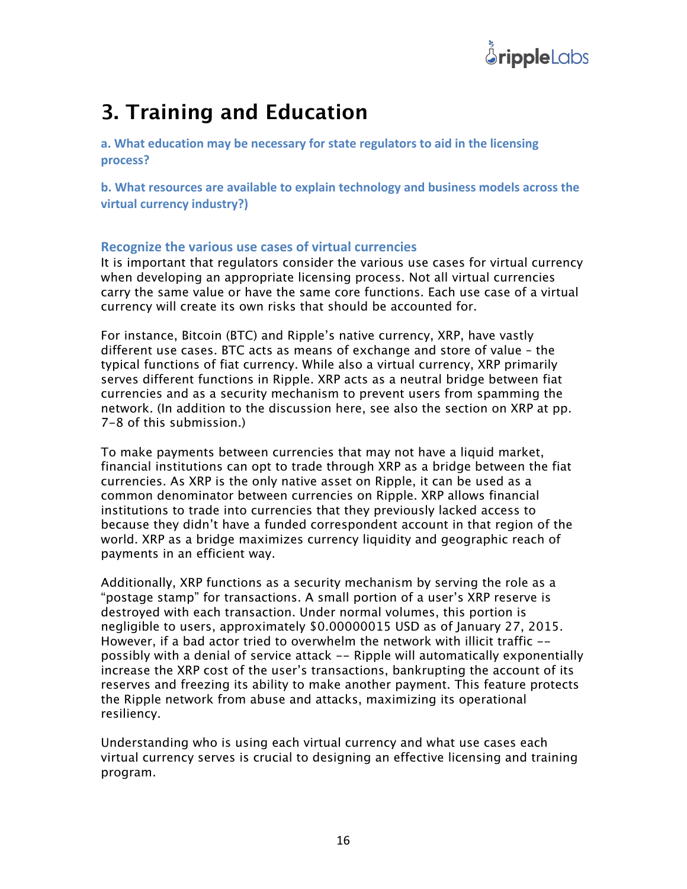# 3. Training and Education

**a. What education may be necessary for state regulators to aid in the licensing process?**

**b. What resources are available to explain technology and business models across the virtual currency industry?)**

### Recognize the various use cases of virtual currencies

It is important that regulators consider the various use cases for virtual currency when developing an appropriate licensing process. Not all virtual currencies carry the same value or have the same core functions. Each use case of a virtual currency will create its own risks that should be accounted for.

For instance, Bitcoin (BTC) and Ripple's native currency, XRP, have vastly different use cases. BTC acts as means of exchange and store of value – the typical functions of fiat currency. While also a virtual currency, XRP primarily serves different functions in Ripple. XRP acts as a neutral bridge between fiat currencies and as a security mechanism to prevent users from spamming the network. (In addition to the discussion here, see also the section on XRP at pp. 7-8 of this submission.)

To make payments between currencies that may not have a liquid market, financial institutions can opt to trade through XRP as a bridge between the fiat currencies. As XRP is the only native asset on Ripple, it can be used as a common denominator between currencies on Ripple. XRP allows financial institutions to trade into currencies that they previously lacked access to because they didn't have a funded correspondent account in that region of the world. XRP as a bridge maximizes currency liquidity and geographic reach of payments in an efficient way.

Additionally, XRP functions as a security mechanism by serving the role as a "postage stamp" for transactions. A small portion of a user's XRP reserve is destroyed with each transaction. Under normal volumes, this portion is negligible to users, approximately $0.00000015 USD as of January 27, 2015. However, if a bad actor tried to overwhelm the network with illicit traffic -- possibly with a denial of service attack -- Ripple will automatically exponentially increase the XRP cost of the user's transactions, bankrupting the account of its reserves and freezing its ability to make another payment. This feature protects the Ripple network from abuse and attacks, maximizing its operational resiliency.

Understanding who is using each virtual currency and what use cases each virtual currency serves is crucial to designing an effective licensing and training program.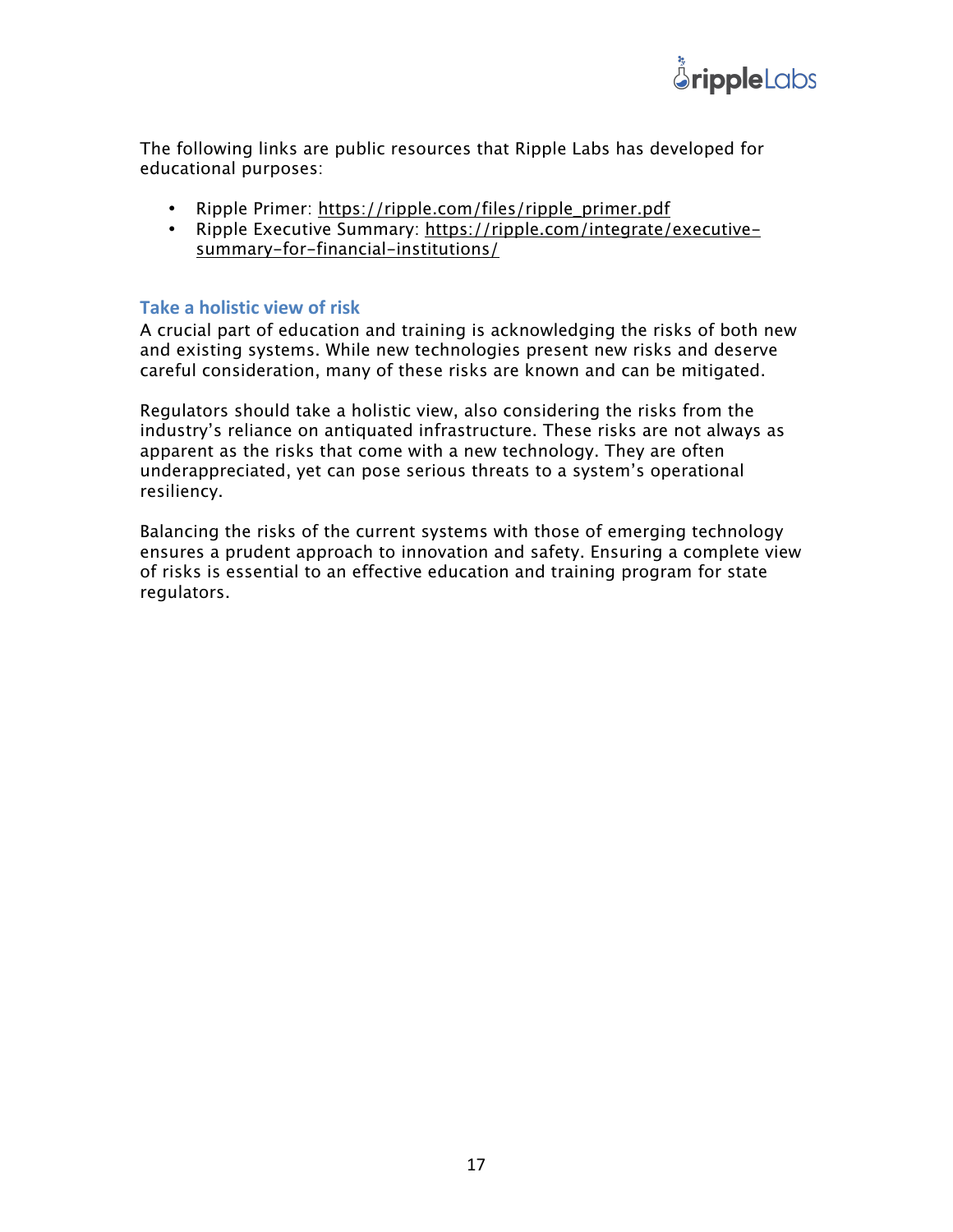The following links are public resources that Ripple Labs has developed for educational purposes:

- Ripple Primer: https://ripple.com/files/ripple_primer.pdf
- Ripple Executive Summary: https://ripple.com/integrate/executive-summary-for-financial-institutions/

### Take a holistic view of risk

A crucial part of education and training is acknowledging the risks of both new and existing systems. While new technologies present new risks and deserve careful consideration, many of these risks are known and can be mitigated.

Regulators should take a holistic view, also considering the risks from the industry's reliance on antiquated infrastructure. These risks are not always as apparent as the risks that come with a new technology. They are often underappreciated, yet can pose serious threats to a system's operational resiliency.

Balancing the risks of the current systems with those of emerging technology ensures a prudent approach to innovation and safety. Ensuring a complete view of risks is essential to an effective education and training program for state regulators.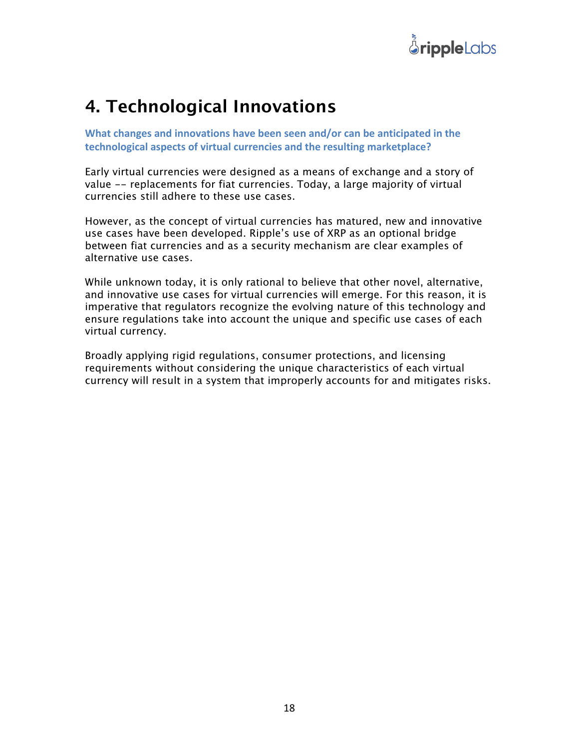# 4. Technological Innovations

**What changes and innovations have been seen and/or can be anticipated in the technological aspects of virtual currencies and the resulting marketplace?**

Early virtual currencies were designed as a means of exchange and a story of value -- replacements for fiat currencies. Today, a large majority of virtual currencies still adhere to these use cases.

However, as the concept of virtual currencies has matured, new and innovative use cases have been developed. Ripple's use of XRP as an optional bridge between fiat currencies and as a security mechanism are clear examples of alternative use cases.

While unknown today, it is only rational to believe that other novel, alternative, and innovative use cases for virtual currencies will emerge. For this reason, it is imperative that regulators recognize the evolving nature of this technology and ensure regulations take into account the unique and specific use cases of each virtual currency.

Broadly applying rigid regulations, consumer protections, and licensing requirements without considering the unique characteristics of each virtual currency will result in a system that improperly accounts for and mitigates risks.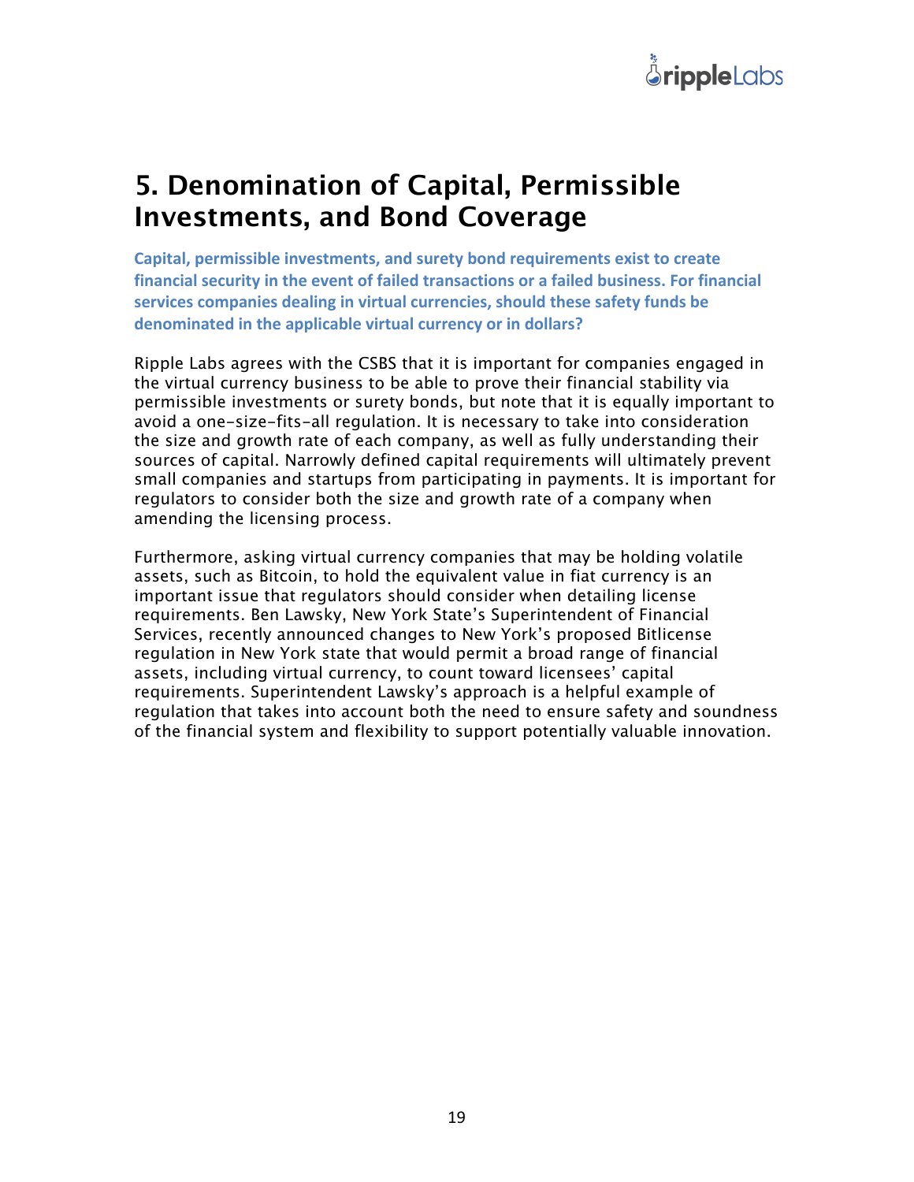## 5. Denomination of Capital, Permissible Investments, and Bond Coverage

**Capital, permissible investments, and surety bond requirements exist to create financial security in the event of failed transactions or a failed business. For financial services companies dealing in virtual currencies, should these safety funds be denominated in the applicable virtual currency or in dollars?**

Ripple Labs agrees with the CSBS that it is important for companies engaged in the virtual currency business to be able to prove their financial stability via permissible investments or surety bonds, but note that it is equally important to avoid a one-size-fits-all regulation. It is necessary to take into consideration the size and growth rate of each company, as well as fully understanding their sources of capital. Narrowly defined capital requirements will ultimately prevent small companies and startups from participating in payments. It is important for regulators to consider both the size and growth rate of a company when amending the licensing process.

Furthermore, asking virtual currency companies that may be holding volatile assets, such as Bitcoin, to hold the equivalent value in fiat currency is an important issue that regulators should consider when detailing license requirements. Ben Lawsky, New York State's Superintendent of Financial Services, recently announced changes to New York's proposed Bitlicense regulation in New York state that would permit a broad range of financial assets, including virtual currency, to count toward licensees' capital requirements. Superintendent Lawsky's approach is a helpful example of regulation that takes into account both the need to ensure safety and soundness of the financial system and flexibility to support potentially valuable innovation.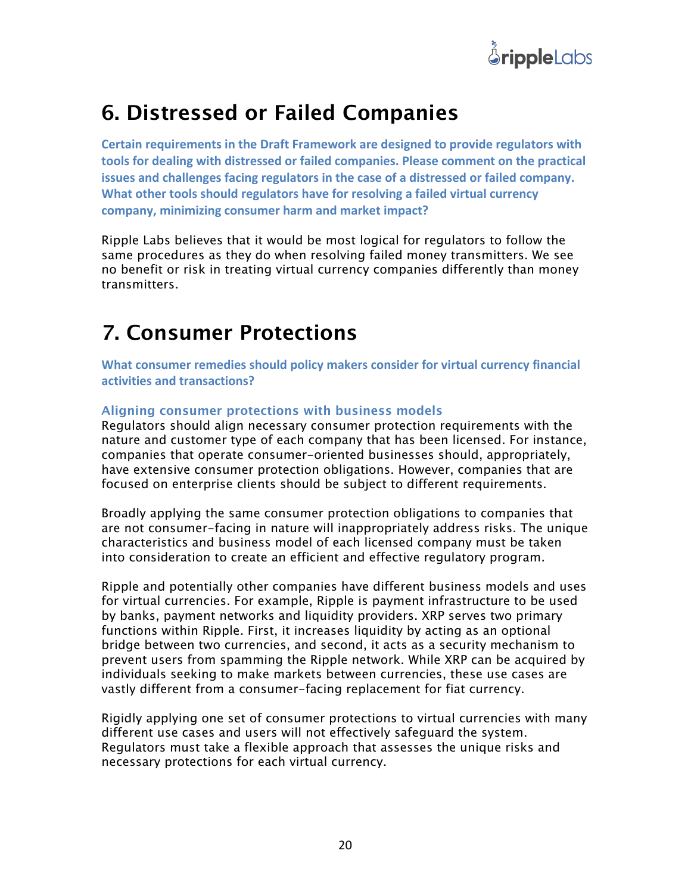# 6. Distressed or Failed Companies

**Certain requirements in the Draft Framework are designed to provide regulators with tools for dealing with distressed or failed companies. Please comment on the practical issues and challenges facing regulators in the case of a distressed or failed company. What other tools should regulators have for resolving a failed virtual currency company, minimizing consumer harm and market impact?**

Ripple Labs believes that it would be most logical for regulators to follow the same procedures as they do when resolving failed money transmitters. We see no benefit or risk in treating virtual currency companies differently than money transmitters.

# 7. Consumer Protections

**What consumer remedies should policy makers consider for virtual currency financial activities and transactions?**

### Aligning consumer protections with business models

Regulators should align necessary consumer protection requirements with the nature and customer type of each company that has been licensed. For instance, companies that operate consumer-oriented businesses should, appropriately, have extensive consumer protection obligations. However, companies that are focused on enterprise clients should be subject to different requirements.

Broadly applying the same consumer protection obligations to companies that are not consumer-facing in nature will inappropriately address risks. The unique characteristics and business model of each licensed company must be taken into consideration to create an efficient and effective regulatory program.

Ripple and potentially other companies have different business models and uses for virtual currencies. For example, Ripple is payment infrastructure to be used by banks, payment networks and liquidity providers. XRP serves two primary functions within Ripple. First, it increases liquidity by acting as an optional bridge between two currencies, and second, it acts as a security mechanism to prevent users from spamming the Ripple network. While XRP can be acquired by individuals seeking to make markets between currencies, these use cases are vastly different from a consumer-facing replacement for fiat currency.

Rigidly applying one set of consumer protections to virtual currencies with many different use cases and users will not effectively safeguard the system. Regulators must take a flexible approach that assesses the unique risks and necessary protections for each virtual currency.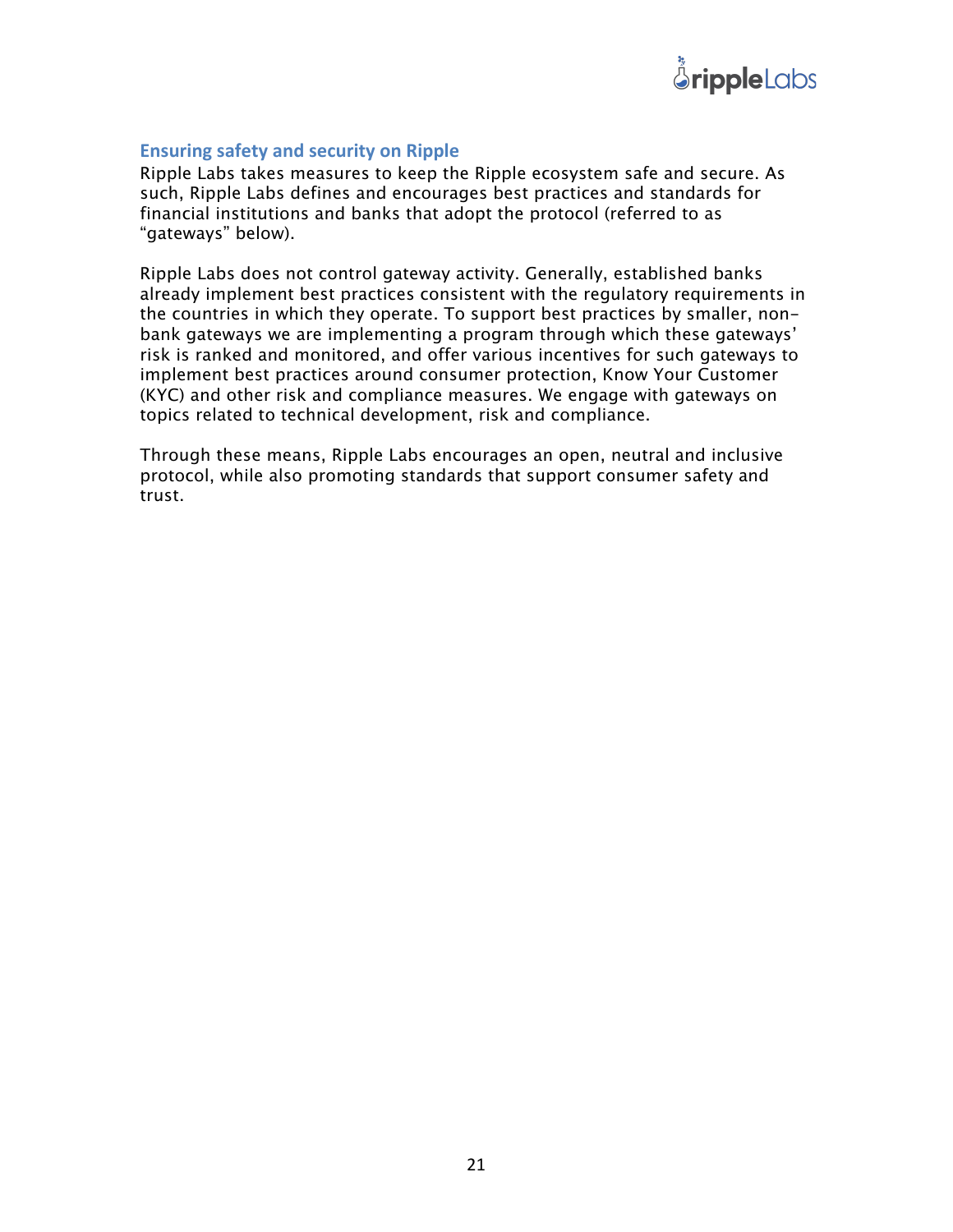## Ensuring safety and security on Ripple

Ripple Labs takes measures to keep the Ripple ecosystem safe and secure. As such, Ripple Labs defines and encourages best practices and standards for financial institutions and banks that adopt the protocol (referred to as "gateways" below).

Ripple Labs does not control gateway activity. Generally, established banks already implement best practices consistent with the regulatory requirements in the countries in which they operate. To support best practices by smaller, non-bank gateways we are implementing a program through which these gateways' risk is ranked and monitored, and offer various incentives for such gateways to implement best practices around consumer protection, Know Your Customer (KYC) and other risk and compliance measures. We engage with gateways on topics related to technical development, risk and compliance.

Through these means, Ripple Labs encourages an open, neutral and inclusive protocol, while also promoting standards that support consumer safety and trust.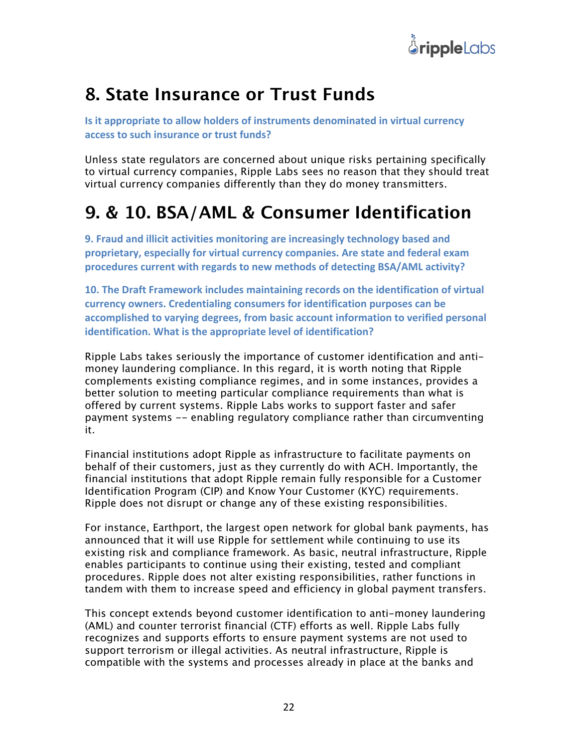# 8. State Insurance or Trust Funds

**Is it appropriate to allow holders of instruments denominated in virtual currency access to such insurance or trust funds?**

Unless state regulators are concerned about unique risks pertaining specifically to virtual currency companies, Ripple Labs sees no reason that they should treat virtual currency companies differently than they do money transmitters.

# 9. & 10. BSA/AML & Consumer Identification

**9. Fraud and illicit activities monitoring are increasingly technology based and proprietary, especially for virtual currency companies. Are state and federal exam procedures current with regards to new methods of detecting BSA/AML activity?**

**10. The Draft Framework includes maintaining records on the identification of virtual currency owners. Credentialing consumers for identification purposes can be accomplished to varying degrees, from basic account information to verified personal identification. What is the appropriate level of identification?**

Ripple Labs takes seriously the importance of customer identification and anti-money laundering compliance. In this regard, it is worth noting that Ripple complements existing compliance regimes, and in some instances, provides a better solution to meeting particular compliance requirements than what is offered by current systems. Ripple Labs works to support faster and safer payment systems -- enabling regulatory compliance rather than circumventing it.

Financial institutions adopt Ripple as infrastructure to facilitate payments on behalf of their customers, just as they currently do with ACH. Importantly, the financial institutions that adopt Ripple remain fully responsible for a Customer Identification Program (CIP) and Know Your Customer (KYC) requirements. Ripple does not disrupt or change any of these existing responsibilities.

For instance, Earthport, the largest open network for global bank payments, has announced that it will use Ripple for settlement while continuing to use its existing risk and compliance framework. As basic, neutral infrastructure, Ripple enables participants to continue using their existing, tested and compliant procedures. Ripple does not alter existing responsibilities, rather functions in tandem with them to increase speed and efficiency in global payment transfers.

This concept extends beyond customer identification to anti-money laundering (AML) and counter terrorist financial (CTF) efforts as well. Ripple Labs fully recognizes and supports efforts to ensure payment systems are not used to support terrorism or illegal activities. As neutral infrastructure, Ripple is compatible with the systems and processes already in place at the banks and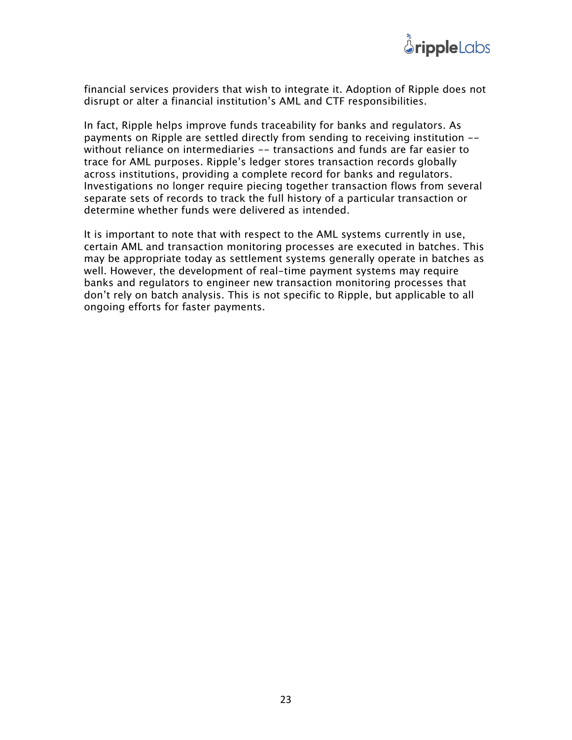financial services providers that wish to integrate it. Adoption of Ripple does not disrupt or alter a financial institution's AML and CTF responsibilities.

In fact, Ripple helps improve funds traceability for banks and regulators. As payments on Ripple are settled directly from sending to receiving institution -- without reliance on intermediaries -- transactions and funds are far easier to trace for AML purposes. Ripple's ledger stores transaction records globally across institutions, providing a complete record for banks and regulators. Investigations no longer require piecing together transaction flows from several separate sets of records to track the full history of a particular transaction or determine whether funds were delivered as intended.

It is important to note that with respect to the AML systems currently in use, certain AML and transaction monitoring processes are executed in batches. This may be appropriate today as settlement systems generally operate in batches as well. However, the development of real-time payment systems may require banks and regulators to engineer new transaction monitoring processes that don't rely on batch analysis. This is not specific to Ripple, but applicable to all ongoing efforts for faster payments.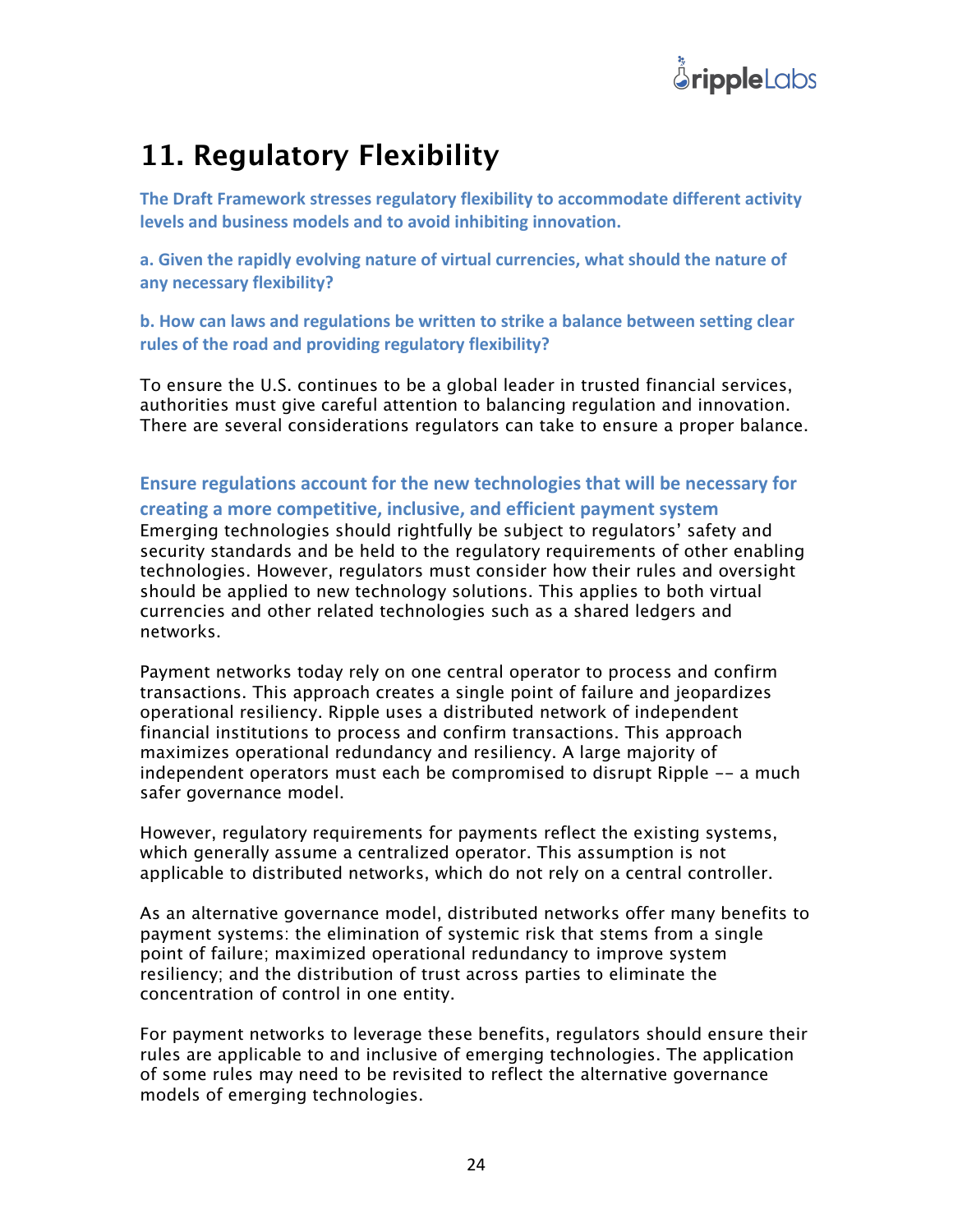# 11. Regulatory Flexibility

**The Draft Framework stresses regulatory flexibility to accommodate different activity levels and business models and to avoid inhibiting innovation.**

**a. Given the rapidly evolving nature of virtual currencies, what should the nature of any necessary flexibility?**

**b. How can laws and regulations be written to strike a balance between setting clear rules of the road and providing regulatory flexibility?**

To ensure the U.S. continues to be a global leader in trusted financial services, authorities must give careful attention to balancing regulation and innovation. There are several considerations regulators can take to ensure a proper balance.

## Ensure regulations account for the new technologies that will be necessary for creating a more competitive, inclusive, and efficient payment system

Emerging technologies should rightfully be subject to regulators' safety and security standards and be held to the regulatory requirements of other enabling technologies. However, regulators must consider how their rules and oversight should be applied to new technology solutions. This applies to both virtual currencies and other related technologies such as a shared ledgers and networks.

Payment networks today rely on one central operator to process and confirm transactions. This approach creates a single point of failure and jeopardizes operational resiliency. Ripple uses a distributed network of independent financial institutions to process and confirm transactions. This approach maximizes operational redundancy and resiliency. A large majority of independent operators must each be compromised to disrupt Ripple -- a much safer governance model.

However, regulatory requirements for payments reflect the existing systems, which generally assume a centralized operator. This assumption is not applicable to distributed networks, which do not rely on a central controller.

As an alternative governance model, distributed networks offer many benefits to payment systems: the elimination of systemic risk that stems from a single point of failure; maximized operational redundancy to improve system resiliency; and the distribution of trust across parties to eliminate the concentration of control in one entity.

For payment networks to leverage these benefits, regulators should ensure their rules are applicable to and inclusive of emerging technologies. The application of some rules may need to be revisited to reflect the alternative governance models of emerging technologies.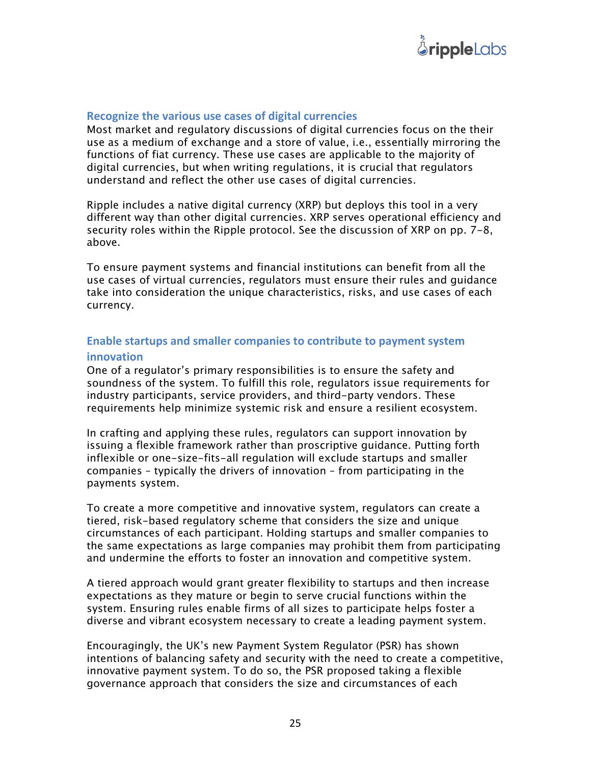### Recognize the various use cases of digital currencies

Most market and regulatory discussions of digital currencies focus on the their use as a medium of exchange and a store of value, i.e., essentially mirroring the functions of fiat currency. These use cases are applicable to the majority of digital currencies, but when writing regulations, it is crucial that regulators understand and reflect the other use cases of digital currencies.

Ripple includes a native digital currency (XRP) but deploys this tool in a very different way than other digital currencies. XRP serves operational efficiency and security roles within the Ripple protocol. See the discussion of XRP on pp. 7-8, above.

To ensure payment systems and financial institutions can benefit from all the use cases of virtual currencies, regulators must ensure their rules and guidance take into consideration the unique characteristics, risks, and use cases of each currency.

### Enable startups and smaller companies to contribute to payment system innovation

One of a regulator's primary responsibilities is to ensure the safety and soundness of the system. To fulfill this role, regulators issue requirements for industry participants, service providers, and third-party vendors. These requirements help minimize systemic risk and ensure a resilient ecosystem.

In crafting and applying these rules, regulators can support innovation by issuing a flexible framework rather than proscriptive guidance. Putting forth inflexible or one-size-fits-all regulation will exclude startups and smaller companies – typically the drivers of innovation – from participating in the payments system.

To create a more competitive and innovative system, regulators can create a tiered, risk-based regulatory scheme that considers the size and unique circumstances of each participant. Holding startups and smaller companies to the same expectations as large companies may prohibit them from participating and undermine the efforts to foster an innovation and competitive system.

A tiered approach would grant greater flexibility to startups and then increase expectations as they mature or begin to serve crucial functions within the system. Ensuring rules enable firms of all sizes to participate helps foster a diverse and vibrant ecosystem necessary to create a leading payment system.

Encouragingly, the UK's new Payment System Regulator (PSR) has shown intentions of balancing safety and security with the need to create a competitive, innovative payment system. To do so, the PSR proposed taking a flexible governance approach that considers the size and circumstances of each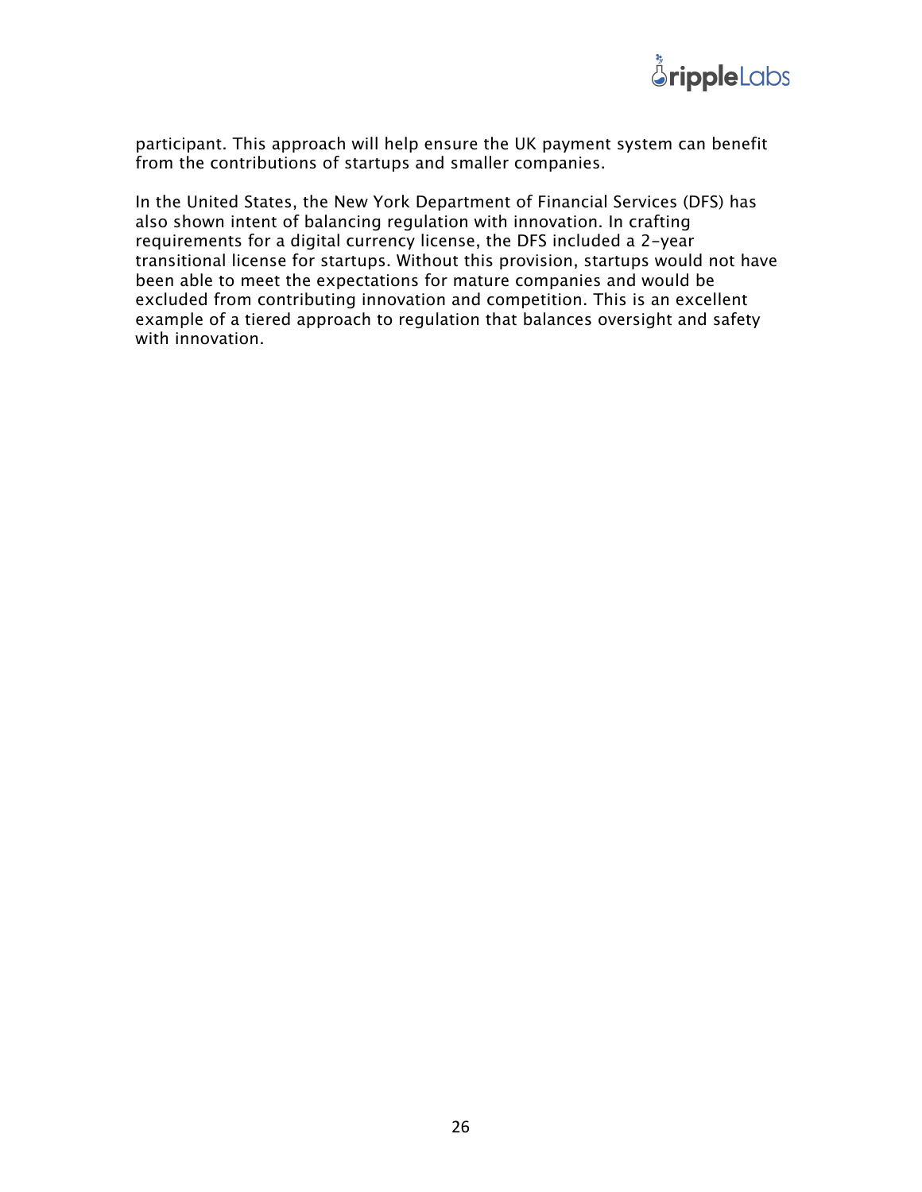participant. This approach will help ensure the UK payment system can benefit from the contributions of startups and smaller companies.

In the United States, the New York Department of Financial Services (DFS) has also shown intent of balancing regulation with innovation. In crafting requirements for a digital currency license, the DFS included a 2-year transitional license for startups. Without this provision, startups would not have been able to meet the expectations for mature companies and would be excluded from contributing innovation and competition. This is an excellent example of a tiered approach to regulation that balances oversight and safety with innovation.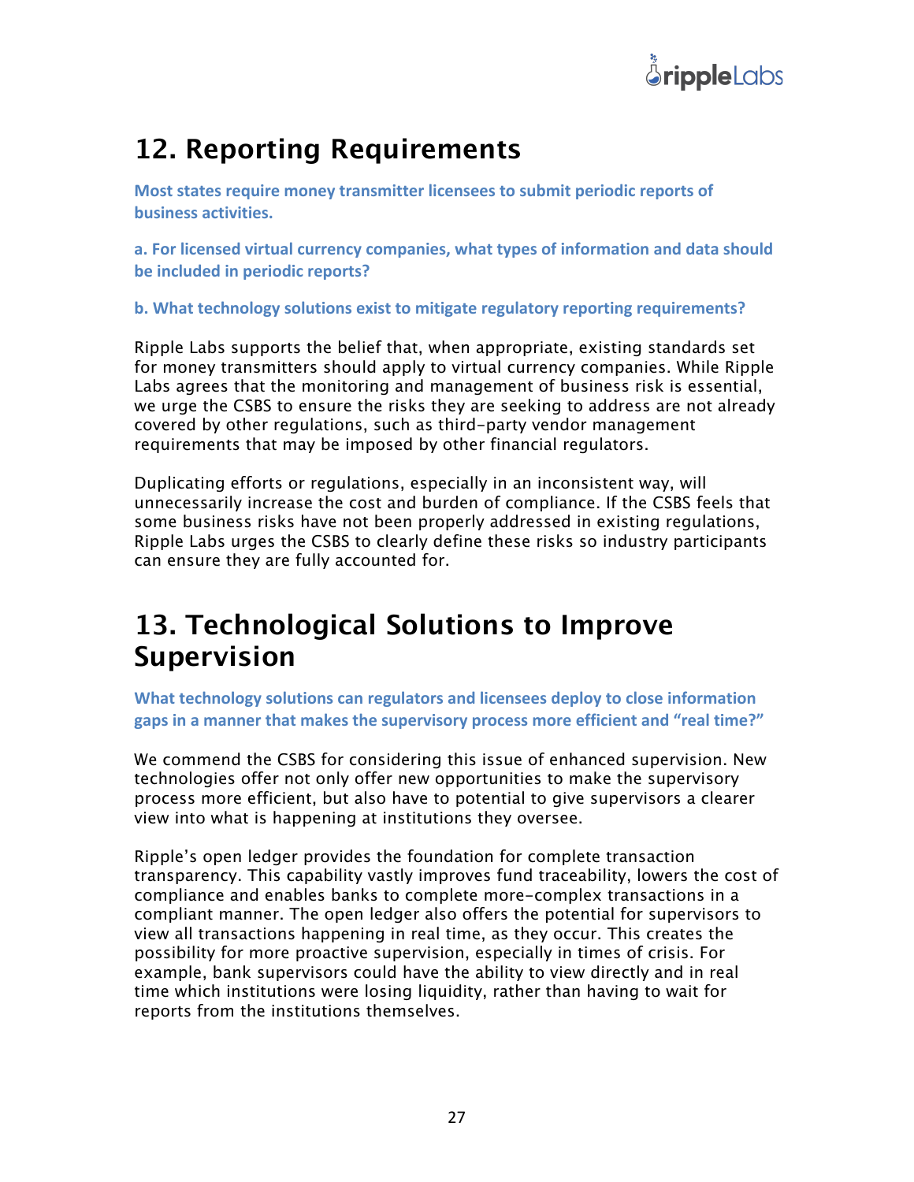## 12. Reporting Requirements

**Most states require money transmitter licensees to submit periodic reports of business activities.**

**a. For licensed virtual currency companies, what types of information and data should be included in periodic reports?**

**b. What technology solutions exist to mitigate regulatory reporting requirements?**

Ripple Labs supports the belief that, when appropriate, existing standards set for money transmitters should apply to virtual currency companies. While Ripple Labs agrees that the monitoring and management of business risk is essential, we urge the CSBS to ensure the risks they are seeking to address are not already covered by other regulations, such as third-party vendor management requirements that may be imposed by other financial regulators.

Duplicating efforts or regulations, especially in an inconsistent way, will unnecessarily increase the cost and burden of compliance. If the CSBS feels that some business risks have not been properly addressed in existing regulations, Ripple Labs urges the CSBS to clearly define these risks so industry participants can ensure they are fully accounted for.

## 13. Technological Solutions to Improve Supervision

**What technology solutions can regulators and licensees deploy to close information gaps in a manner that makes the supervisory process more efficient and "real time?"**

We commend the CSBS for considering this issue of enhanced supervision. New technologies offer not only offer new opportunities to make the supervisory process more efficient, but also have to potential to give supervisors a clearer view into what is happening at institutions they oversee.

Ripple's open ledger provides the foundation for complete transaction transparency. This capability vastly improves fund traceability, lowers the cost of compliance and enables banks to complete more-complex transactions in a compliant manner. The open ledger also offers the potential for supervisors to view all transactions happening in real time, as they occur. This creates the possibility for more proactive supervision, especially in times of crisis. For example, bank supervisors could have the ability to view directly and in real time which institutions were losing liquidity, rather than having to wait for reports from the institutions themselves.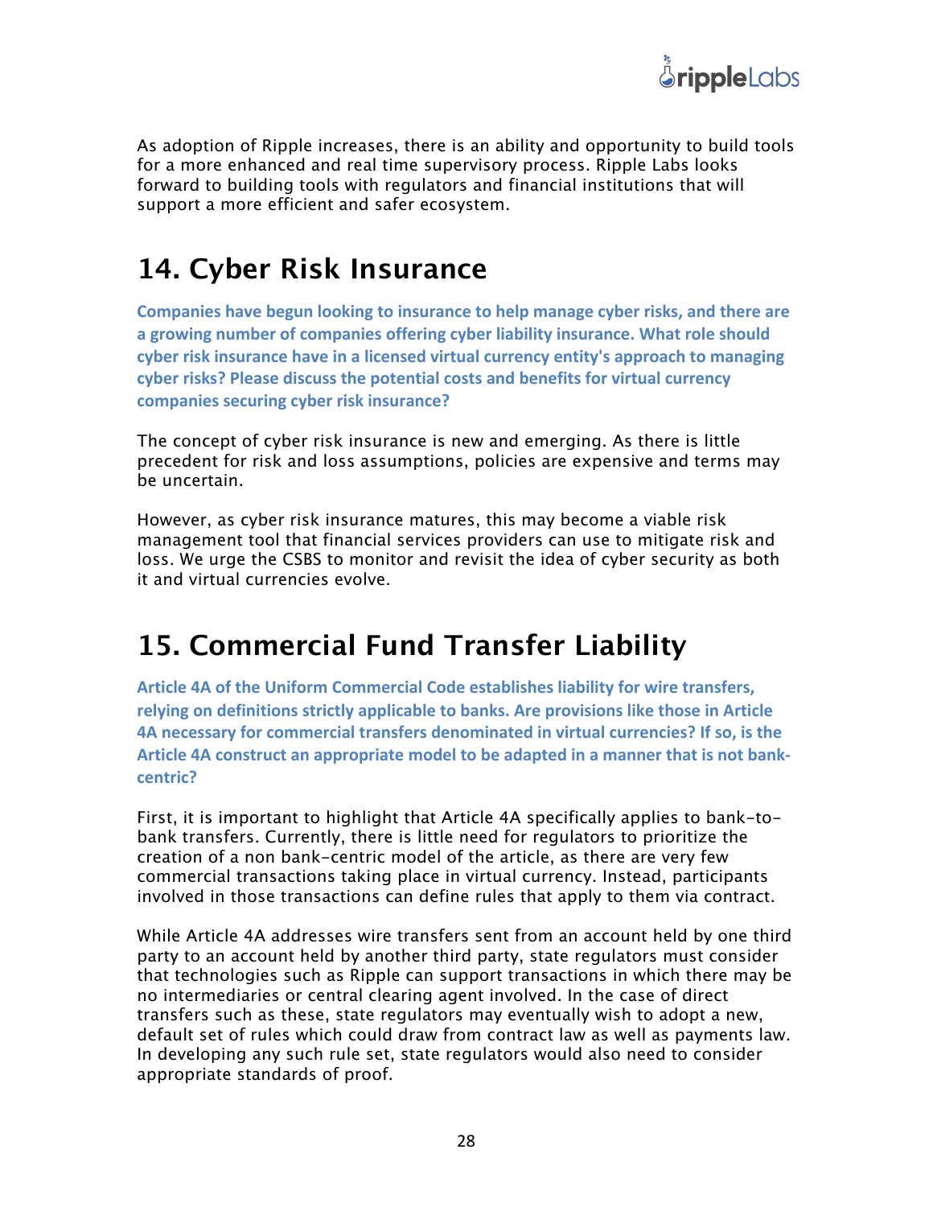As adoption of Ripple increases, there is an ability and opportunity to build tools for a more enhanced and real time supervisory process. Ripple Labs looks forward to building tools with regulators and financial institutions that will support a more efficient and safer ecosystem.

## 14. Cyber Risk Insurance

**Companies have begun looking to insurance to help manage cyber risks, and there are a growing number of companies offering cyber liability insurance. What role should cyber risk insurance have in a licensed virtual currency entity's approach to managing cyber risks? Please discuss the potential costs and benefits for virtual currency companies securing cyber risk insurance?**

The concept of cyber risk insurance is new and emerging. As there is little precedent for risk and loss assumptions, policies are expensive and terms may be uncertain.

However, as cyber risk insurance matures, this may become a viable risk management tool that financial services providers can use to mitigate risk and loss. We urge the CSBS to monitor and revisit the idea of cyber security as both it and virtual currencies evolve.

## 15. Commercial Fund Transfer Liability

**Article 4A of the Uniform Commercial Code establishes liability for wire transfers, relying on definitions strictly applicable to banks. Are provisions like those in Article 4A necessary for commercial transfers denominated in virtual currencies? If so, is the Article 4A construct an appropriate model to be adapted in a manner that is not bank-centric?**

First, it is important to highlight that Article 4A specifically applies to bank-to-bank transfers. Currently, there is little need for regulators to prioritize the creation of a non bank-centric model of the article, as there are very few commercial transactions taking place in virtual currency. Instead, participants involved in those transactions can define rules that apply to them via contract.

While Article 4A addresses wire transfers sent from an account held by one third party to an account held by another third party, state regulators must consider that technologies such as Ripple can support transactions in which there may be no intermediaries or central clearing agent involved. In the case of direct transfers such as these, state regulators may eventually wish to adopt a new, default set of rules which could draw from contract law as well as payments law. In developing any such rule set, state regulators would also need to consider appropriate standards of proof.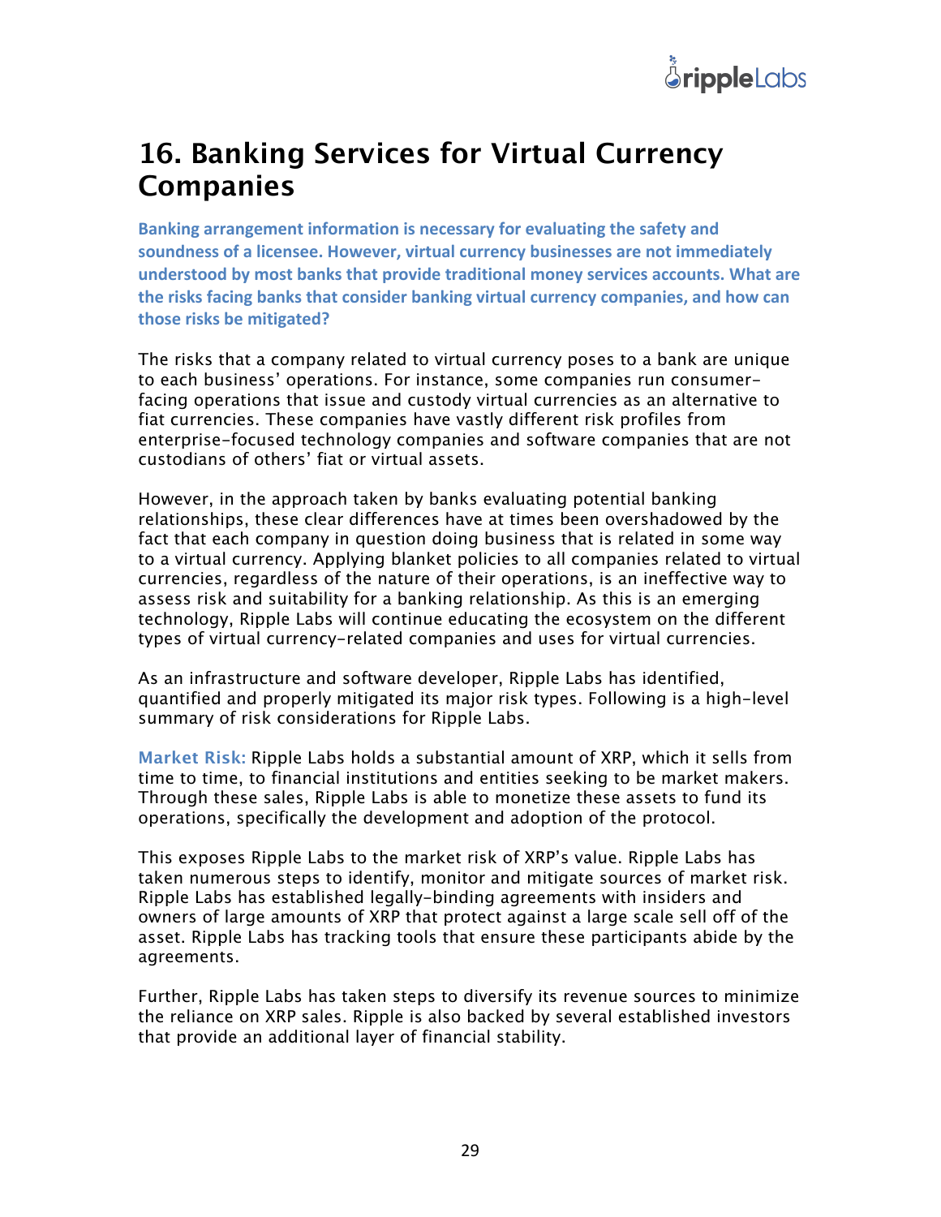# 16. Banking Services for Virtual Currency Companies

**Banking arrangement information is necessary for evaluating the safety and soundness of a licensee. However, virtual currency businesses are not immediately understood by most banks that provide traditional money services accounts. What are the risks facing banks that consider banking virtual currency companies, and how can those risks be mitigated?**

The risks that a company related to virtual currency poses to a bank are unique to each business' operations. For instance, some companies run consumer-facing operations that issue and custody virtual currencies as an alternative to fiat currencies. These companies have vastly different risk profiles from enterprise-focused technology companies and software companies that are not custodians of others' fiat or virtual assets.

However, in the approach taken by banks evaluating potential banking relationships, these clear differences have at times been overshadowed by the fact that each company in question doing business that is related in some way to a virtual currency. Applying blanket policies to all companies related to virtual currencies, regardless of the nature of their operations, is an ineffective way to assess risk and suitability for a banking relationship. As this is an emerging technology, Ripple Labs will continue educating the ecosystem on the different types of virtual currency-related companies and uses for virtual currencies.

As an infrastructure and software developer, Ripple Labs has identified, quantified and properly mitigated its major risk types. Following is a high-level summary of risk considerations for Ripple Labs.

**Market Risk:** Ripple Labs holds a substantial amount of XRP, which it sells from time to time, to financial institutions and entities seeking to be market makers. Through these sales, Ripple Labs is able to monetize these assets to fund its operations, specifically the development and adoption of the protocol.

This exposes Ripple Labs to the market risk of XRP's value. Ripple Labs has taken numerous steps to identify, monitor and mitigate sources of market risk. Ripple Labs has established legally-binding agreements with insiders and owners of large amounts of XRP that protect against a large scale sell off of the asset. Ripple Labs has tracking tools that ensure these participants abide by the agreements.

Further, Ripple Labs has taken steps to diversify its revenue sources to minimize the reliance on XRP sales. Ripple is also backed by several established investors that provide an additional layer of financial stability.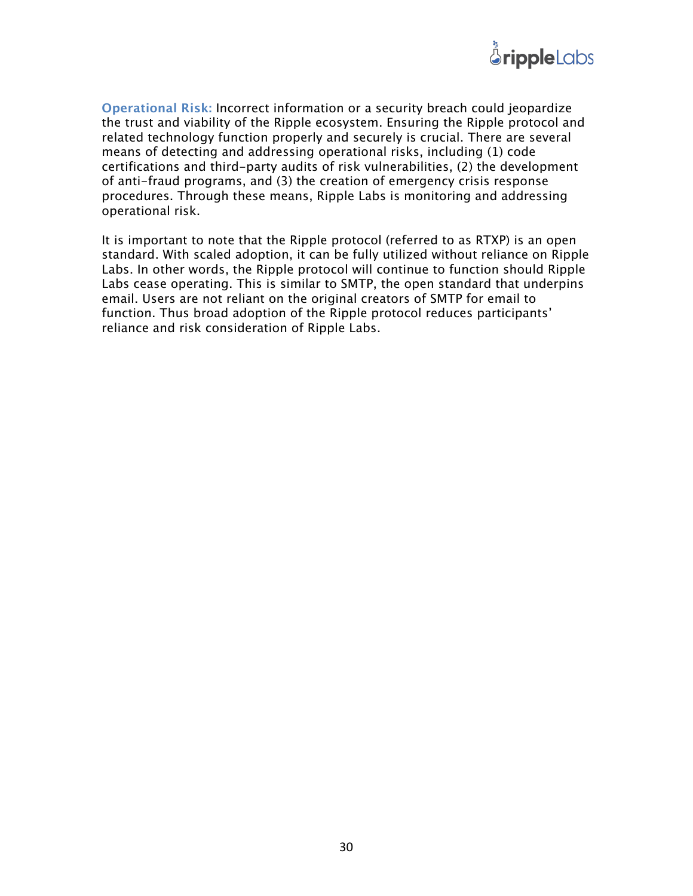**Operational Risk:** Incorrect information or a security breach could jeopardize the trust and viability of the Ripple ecosystem. Ensuring the Ripple protocol and related technology function properly and securely is crucial. There are several means of detecting and addressing operational risks, including (1) code certifications and third-party audits of risk vulnerabilities, (2) the development of anti-fraud programs, and (3) the creation of emergency crisis response procedures. Through these means, Ripple Labs is monitoring and addressing operational risk.

It is important to note that the Ripple protocol (referred to as RTXP) is an open standard. With scaled adoption, it can be fully utilized without reliance on Ripple Labs. In other words, the Ripple protocol will continue to function should Ripple Labs cease operating. This is similar to SMTP, the open standard that underpins email. Users are not reliant on the original creators of SMTP for email to function. Thus broad adoption of the Ripple protocol reduces participants' reliance and risk consideration of Ripple Labs.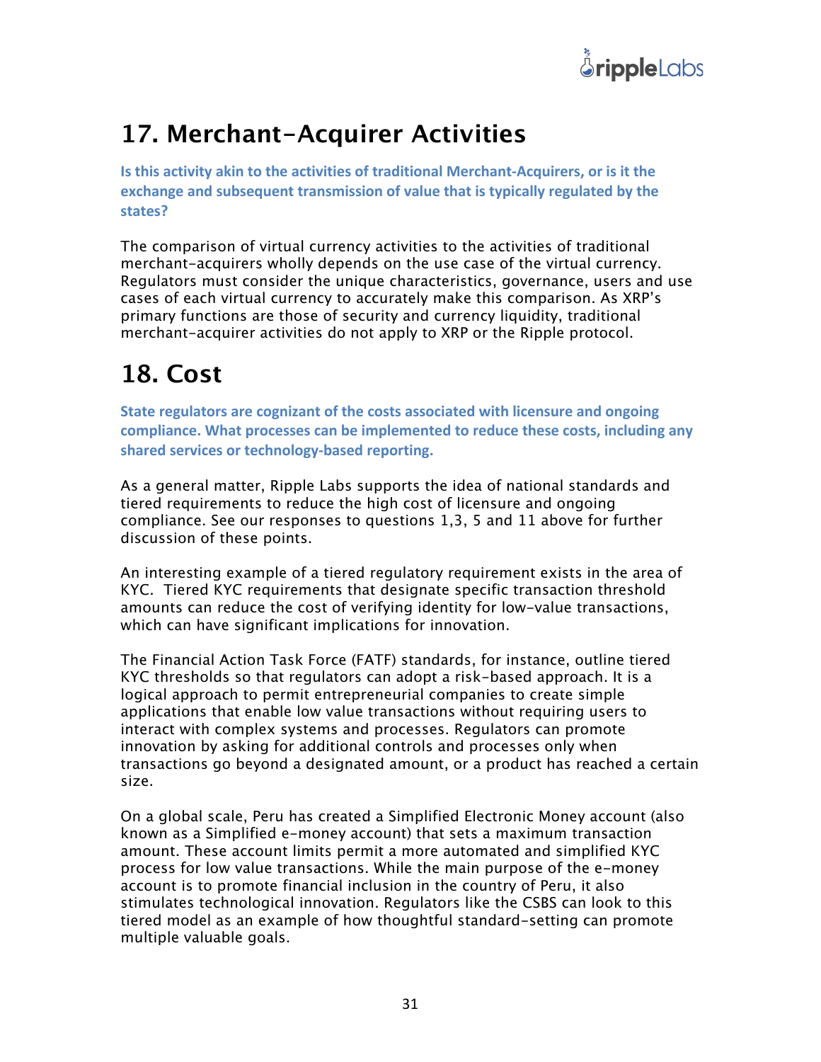# 17. Merchant-Acquirer Activities

**Is this activity akin to the activities of traditional Merchant-Acquirers, or is it the exchange and subsequent transmission of value that is typically regulated by the states?**

The comparison of virtual currency activities to the activities of traditional merchant-acquirers wholly depends on the use case of the virtual currency. Regulators must consider the unique characteristics, governance, users and use cases of each virtual currency to accurately make this comparison. As XRP's primary functions are those of security and currency liquidity, traditional merchant-acquirer activities do not apply to XRP or the Ripple protocol.

# 18. Cost

**State regulators are cognizant of the costs associated with licensure and ongoing compliance. What processes can be implemented to reduce these costs, including any shared services or technology-based reporting.**

As a general matter, Ripple Labs supports the idea of national standards and tiered requirements to reduce the high cost of licensure and ongoing compliance. See our responses to questions 1,3, 5 and 11 above for further discussion of these points.

An interesting example of a tiered regulatory requirement exists in the area of KYC. Tiered KYC requirements that designate specific transaction threshold amounts can reduce the cost of verifying identity for low-value transactions, which can have significant implications for innovation.

The Financial Action Task Force (FATF) standards, for instance, outline tiered KYC thresholds so that regulators can adopt a risk-based approach. It is a logical approach to permit entrepreneurial companies to create simple applications that enable low value transactions without requiring users to interact with complex systems and processes. Regulators can promote innovation by asking for additional controls and processes only when transactions go beyond a designated amount, or a product has reached a certain size.

On a global scale, Peru has created a Simplified Electronic Money account (also known as a Simplified e-money account) that sets a maximum transaction amount. These account limits permit a more automated and simplified KYC process for low value transactions. While the main purpose of the e-money account is to promote financial inclusion in the country of Peru, it also stimulates technological innovation. Regulators like the CSBS can look to this tiered model as an example of how thoughtful standard-setting can promote multiple valuable goals.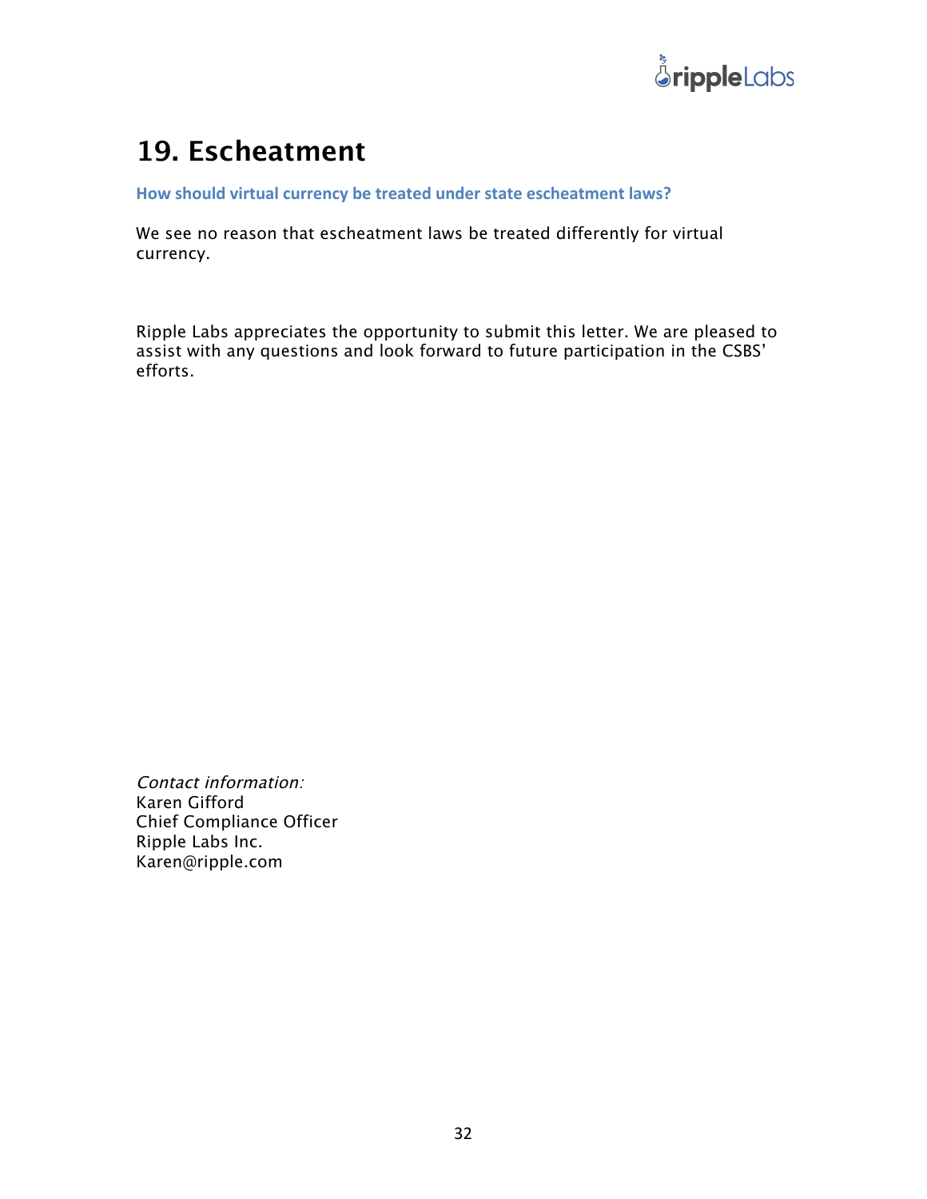## 19. Escheatment

**How should virtual currency be treated under state escheatment laws?**

We see no reason that escheatment laws be treated differently for virtual currency.

Ripple Labs appreciates the opportunity to submit this letter. We are pleased to assist with any questions and look forward to future participation in the CSBS' efforts.

*Contact information:*
Karen Gifford
Chief Compliance Officer
Ripple Labs Inc.
Karen@ripple.com